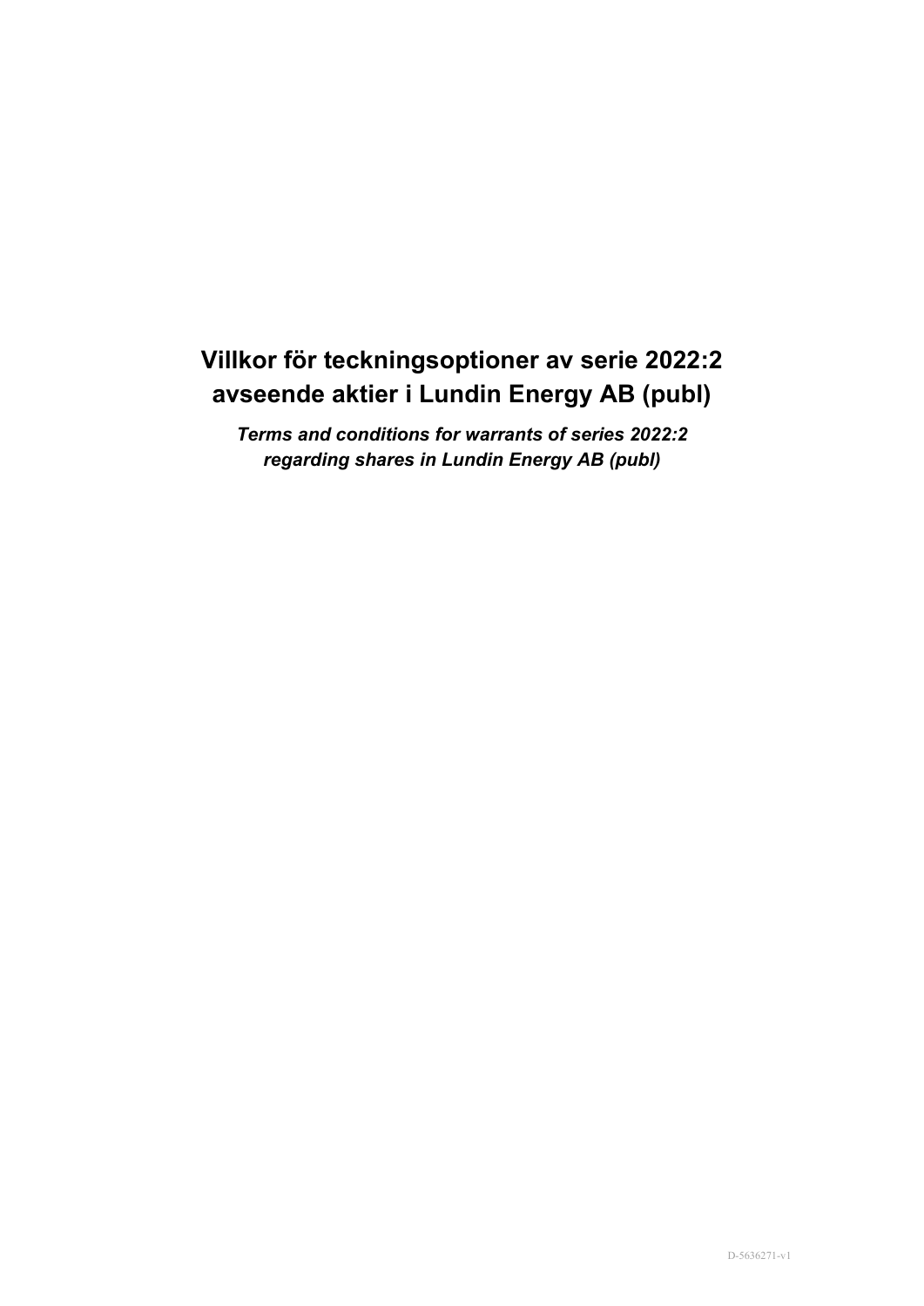# Villkor för teckningsoptioner av serie 2022:2 avseende aktier i Lundin Energy AB (publ)

***Terms and conditions for warrants of series 2022:2 regarding shares in Lundin Energy AB (publ)***

D-5636271-v1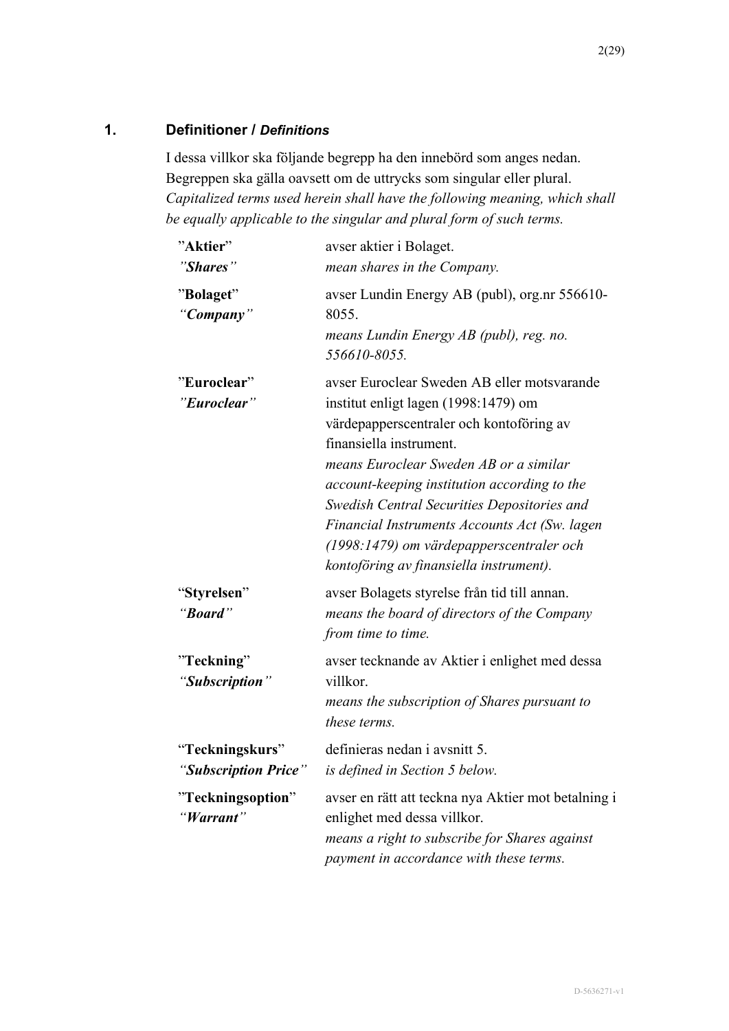## 1. Definitioner / *Definitions*

I dessa villkor ska följande begrepp ha den innebörd som anges nedan. Begreppen ska gälla oavsett om de uttrycks som singular eller plural. *Capitalized terms used herein shall have the following meaning, which shall be equally applicable to the singular and plural form of such terms.*

| | |
|---|---|
| ”**Aktier**”<br>*”Shares”* | avser aktier i Bolaget.<br>*mean shares in the Company.* |
| ”**Bolaget**”<br>*“Company”* | avser Lundin Energy AB (publ), org.nr 556610-8055.<br>*means Lundin Energy AB (publ), reg. no. 556610-8055.* |
| ”**Euroclear**”<br>*”Euroclear”* | avser Euroclear Sweden AB eller motsvarande institut enligt lagen (1998:1479) om värdepapperscentraler och kontoföring av finansiella instrument.<br>*means Euroclear Sweden AB or a similar account-keeping institution according to the Swedish Central Securities Depositories and Financial Instruments Accounts Act (Sw. lagen (1998:1479) om värdepapperscentraler och kontoföring av finansiella instrument).* |
| “**Styrelsen**”<br>*“Board”* | avser Bolagets styrelse från tid till annan.<br>*means the board of directors of the Company from time to time.* |
| ”**Teckning**”<br>*“Subscription”* | avser tecknande av Aktier i enlighet med dessa villkor.<br>*means the subscription of Shares pursuant to these terms.* |
| “**Teckningskurs**”<br>*“Subscription Price”* | definieras nedan i avsnitt 5.<br>*is defined in Section 5 below.* |
| ”**Teckningsoption**”<br>*“Warrant”* | avser en rätt att teckna nya Aktier mot betalning i enlighet med dessa villkor.<br>*means a right to subscribe for Shares against payment in accordance with these terms.* |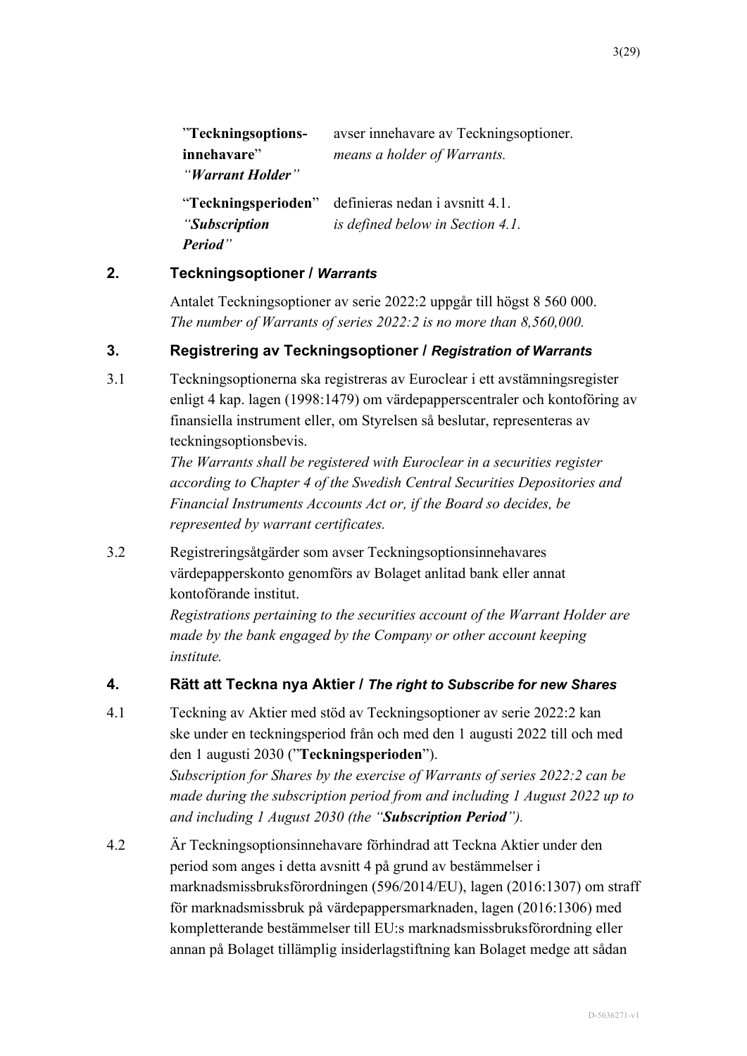| | |
|---|---|
| "**Teckningsoptions­innehavare**" *"Warrant Holder"* | avser innehavare av Teckningsoptioner. *means a holder of Warrants.* |
| "**Teckningsperioden**" *"Subscription Period"* | definieras nedan i avsnitt 4.1. *is defined below in Section 4.1.* |

## 2. Teckningsoptioner / *Warrants*

Antalet Teckningsoptioner av serie 2022:2 uppgår till högst 8 560 000.
*The number of Warrants of series 2022:2 is no more than 8,560,000.*

## 3. Registrering av Teckningsoptioner / *Registration of Warrants*

3.1 Teckningsoptionerna ska registreras av Euroclear i ett avstämningsregister enligt 4 kap. lagen (1998:1479) om värdepapperscentraler och kontoföring av finansiella instrument eller, om Styrelsen så beslutar, representeras av teckningsoptionsbevis.
*The Warrants shall be registered with Euroclear in a securities register according to Chapter 4 of the Swedish Central Securities Depositories and Financial Instruments Accounts Act or, if the Board so decides, be represented by warrant certificates.*

3.2 Registreringsåtgärder som avser Teckningsoptionsinnehavares värdepapperskonto genomförs av Bolaget anlitad bank eller annat kontoförande institut.
*Registrations pertaining to the securities account of the Warrant Holder are made by the bank engaged by the Company or other account keeping institute.*

## 4. Rätt att Teckna nya Aktier / *The right to Subscribe for new Shares*

4.1 Teckning av Aktier med stöd av Teckningsoptioner av serie 2022:2 kan ske under en teckningsperiod från och med den 1 augusti 2022 till och med den 1 augusti 2030 ("**Teckningsperioden**").
*Subscription for Shares by the exercise of Warrants of series 2022:2 can be made during the subscription period from and including 1 August 2022 up to and including 1 August 2030 (the "**Subscription Period**").*

4.2 Är Teckningsoptionsinnehavare förhindrad att Teckna Aktier under den period som anges i detta avsnitt 4 på grund av bestämmelser i marknadsmissbruksförordningen (596/2014/EU), lagen (2016:1307) om straff för marknadsmissbruk på värdepappersmarknaden, lagen (2016:1306) med kompletterande bestämmelser till EU:s marknadsmissbruksförordning eller annan på Bolaget tillämplig insiderlagstiftning kan Bolaget medge att sådan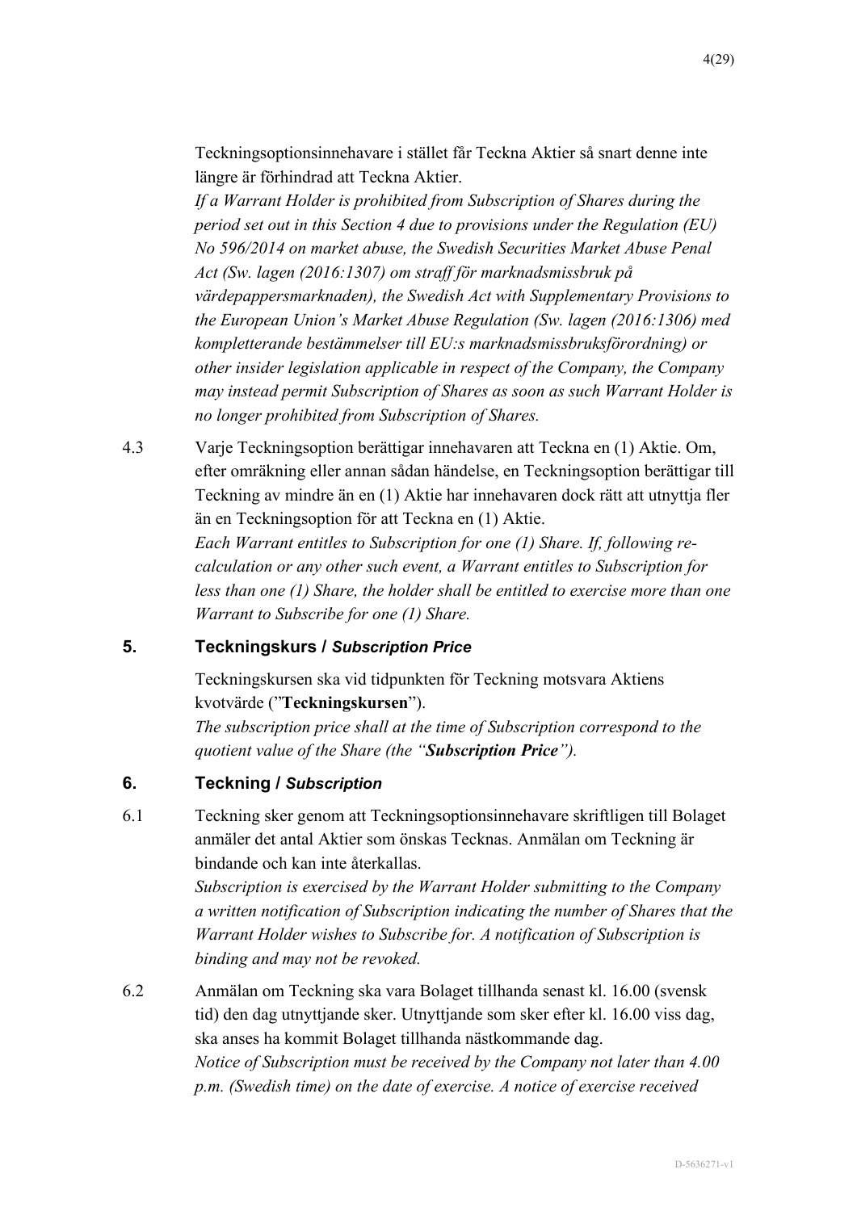Teckningsoptionsinnehavare i stället får Teckna Aktier så snart denne inte längre är förhindrad att Teckna Aktier.
*If a Warrant Holder is prohibited from Subscription of Shares during the period set out in this Section 4 due to provisions under the Regulation (EU) No 596/2014 on market abuse, the Swedish Securities Market Abuse Penal Act (Sw. lagen (2016:1307) om straff för marknadsmissbruk på värdepappersmarknaden), the Swedish Act with Supplementary Provisions to the European Union's Market Abuse Regulation (Sw. lagen (2016:1306) med kompletterande bestämmelser till EU:s marknadsmissbruksförordning) or other insider legislation applicable in respect of the Company, the Company may instead permit Subscription of Shares as soon as such Warrant Holder is no longer prohibited from Subscription of Shares.*

4.3 Varje Teckningsoption berättigar innehavaren att Teckna en (1) Aktie. Om, efter omräkning eller annan sådan händelse, en Teckningsoption berättigar till Teckning av mindre än en (1) Aktie har innehavaren dock rätt att utnyttja fler än en Teckningsoption för att Teckna en (1) Aktie.
*Each Warrant entitles to Subscription for one (1) Share. If, following re-calculation or any other such event, a Warrant entitles to Subscription for less than one (1) Share, the holder shall be entitled to exercise more than one Warrant to Subscribe for one (1) Share.*

## 5. Teckningskurs / *Subscription Price*

Teckningskursen ska vid tidpunkten för Teckning motsvara Aktiens kvotvärde ("**Teckningskursen**").
*The subscription price shall at the time of Subscription correspond to the quotient value of the Share (the "**Subscription Price**").*

## 6. Teckning / *Subscription*

6.1 Teckning sker genom att Teckningsoptionsinnehavare skriftligen till Bolaget anmäler det antal Aktier som önskas Tecknas. Anmälan om Teckning är bindande och kan inte återkallas.
*Subscription is exercised by the Warrant Holder submitting to the Company a written notification of Subscription indicating the number of Shares that the Warrant Holder wishes to Subscribe for. A notification of Subscription is binding and may not be revoked.*

6.2 Anmälan om Teckning ska vara Bolaget tillhanda senast kl. 16.00 (svensk tid) den dag utnyttjande sker. Utnyttjande som sker efter kl. 16.00 viss dag, ska anses ha kommit Bolaget tillhanda nästkommande dag.
*Notice of Subscription must be received by the Company not later than 4.00 p.m. (Swedish time) on the date of exercise. A notice of exercise received*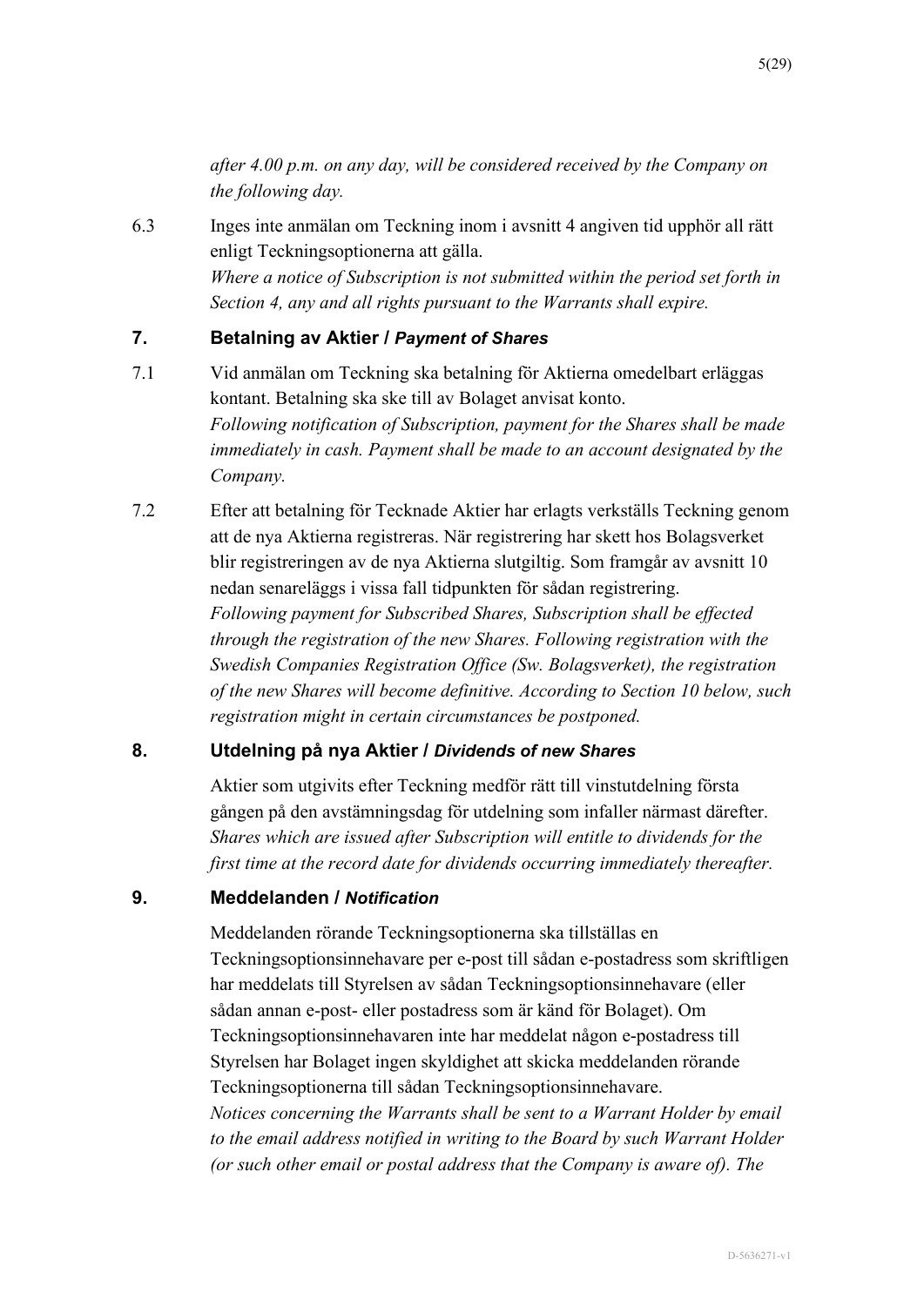*after 4.00 p.m. on any day, will be considered received by the Company on the following day.*

6.3 Inges inte anmälan om Teckning inom i avsnitt 4 angiven tid upphör all rätt enligt Teckningsoptionerna att gälla.
*Where a notice of Subscription is not submitted within the period set forth in Section 4, any and all rights pursuant to the Warrants shall expire.*

## 7. Betalning av Aktier / *Payment of Shares*

7.1 Vid anmälan om Teckning ska betalning för Aktierna omedelbart erläggas kontant. Betalning ska ske till av Bolaget anvisat konto.
*Following notification of Subscription, payment for the Shares shall be made immediately in cash. Payment shall be made to an account designated by the Company.*

7.2 Efter att betalning för Tecknade Aktier har erlagts verkställs Teckning genom att de nya Aktierna registreras. När registrering har skett hos Bolagsverket blir registreringen av de nya Aktierna slutgiltig. Som framgår av avsnitt 10 nedan senareläggs i vissa fall tidpunkten för sådan registrering.
*Following payment for Subscribed Shares, Subscription shall be effected through the registration of the new Shares. Following registration with the Swedish Companies Registration Office (Sw. Bolagsverket), the registration of the new Shares will become definitive. According to Section 10 below, such registration might in certain circumstances be postponed.*

## 8. Utdelning på nya Aktier / *Dividends of new Shares*

Aktier som utgivits efter Teckning medför rätt till vinstutdelning första gången på den avstämningsdag för utdelning som infaller närmast därefter.
*Shares which are issued after Subscription will entitle to dividends for the first time at the record date for dividends occurring immediately thereafter.*

## 9. Meddelanden / *Notification*

Meddelanden rörande Teckningsoptionerna ska tillställas en Teckningsoptionsinnehavare per e-post till sådan e-postadress som skriftligen har meddelats till Styrelsen av sådan Teckningsoptionsinnehavare (eller sådan annan e-post- eller postadress som är känd för Bolaget). Om Teckningsoptionsinnehavaren inte har meddelat någon e-postadress till Styrelsen har Bolaget ingen skyldighet att skicka meddelanden rörande Teckningsoptionerna till sådan Teckningsoptionsinnehavare.
*Notices concerning the Warrants shall be sent to a Warrant Holder by email to the email address notified in writing to the Board by such Warrant Holder (or such other email or postal address that the Company is aware of). The*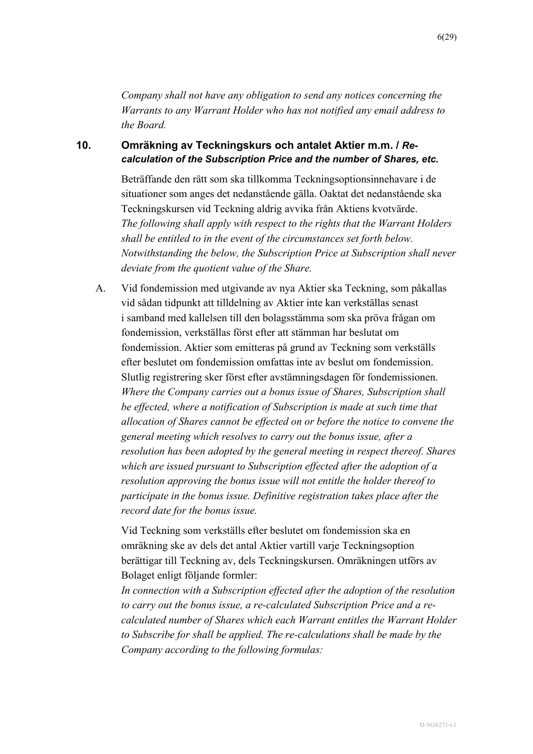*Company shall not have any obligation to send any notices concerning the Warrants to any Warrant Holder who has not notified any email address to the Board.*

## 10. Omräkning av Teckningskurs och antalet Aktier m.m. / *Re-calculation of the Subscription Price and the number of Shares, etc.*

Beträffande den rätt som ska tillkomma Teckningsoptionsinnehavare i de situationer som anges det nedanstående gälla. Oaktat det nedanstående ska Teckningskursen vid Teckning aldrig avvika från Aktiens kvotvärde.
*The following shall apply with respect to the rights that the Warrant Holders shall be entitled to in the event of the circumstances set forth below. Notwithstanding the below, the Subscription Price at Subscription shall never deviate from the quotient value of the Share.*

A. Vid fondemission med utgivande av nya Aktier ska Teckning, som påkallas vid sådan tidpunkt att tilldelning av Aktier inte kan verkställas senast i samband med kallelsen till den bolagsstämma som ska pröva frågan om fondemission, verkställas först efter att stämman har beslutat om fondemission. Aktier som emitteras på grund av Teckning som verkställs efter beslutet om fondemission omfattas inte av beslut om fondemission. Slutlig registrering sker först efter avstämningsdagen för fondemissionen.
*Where the Company carries out a bonus issue of Shares, Subscription shall be effected, where a notification of Subscription is made at such time that allocation of Shares cannot be effected on or before the notice to convene the general meeting which resolves to carry out the bonus issue, after a resolution has been adopted by the general meeting in respect thereof. Shares which are issued pursuant to Subscription effected after the adoption of a resolution approving the bonus issue will not entitle the holder thereof to participate in the bonus issue. Definitive registration takes place after the record date for the bonus issue.*

Vid Teckning som verkställs efter beslutet om fondemission ska en omräkning ske av dels det antal Aktier vartill varje Teckningsoption berättigar till Teckning av, dels Teckningskursen. Omräkningen utförs av Bolaget enligt följande formler:
*In connection with a Subscription effected after the adoption of the resolution to carry out the bonus issue, a re-calculated Subscription Price and a re-calculated number of Shares which each Warrant entitles the Warrant Holder to Subscribe for shall be applied. The re-calculations shall be made by the Company according to the following formulas:*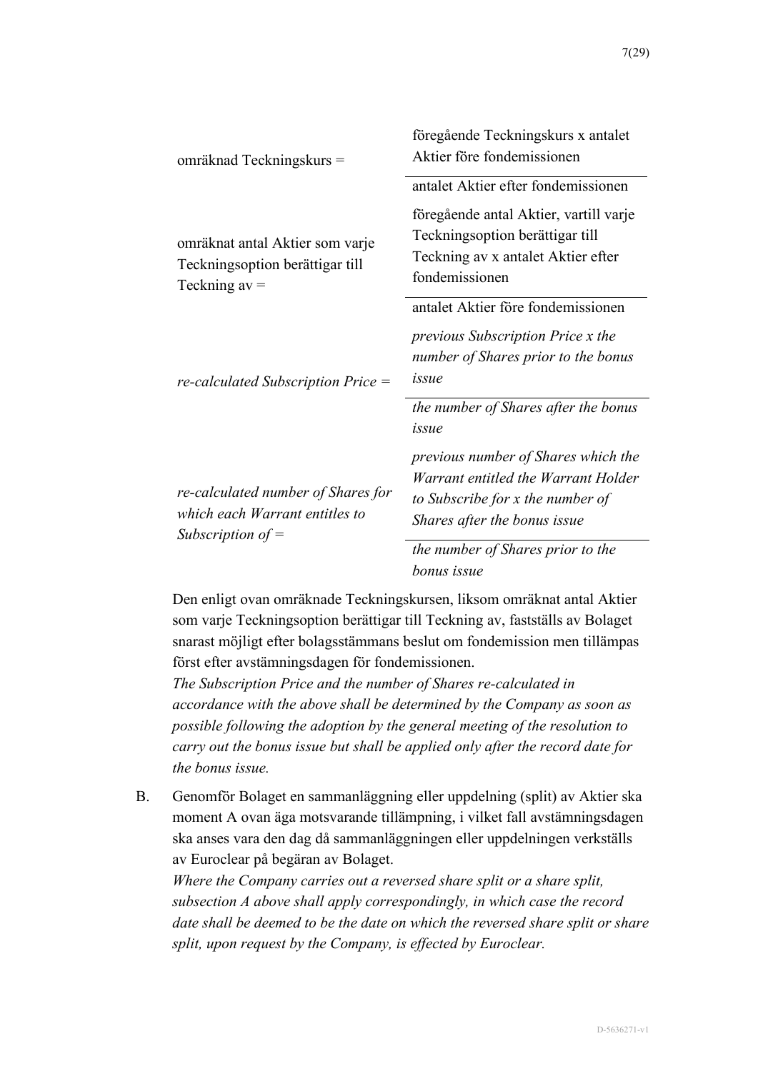$$\text{omräknad Teckningskurs} = \frac{\text{föregående Teckningskurs x antalet Aktier före fondemissionen}}{\text{antalet Aktier efter fondemissionen}}$$

$$\text{omräknat antal Aktier som varje Teckningsoption berättigar till Teckning av} = \frac{\text{föregående antal Aktier, vartill varje Teckningsoption berättigar till Teckning av x antalet Aktier efter fondemissionen}}{\text{antalet Aktier före fondemissionen}}$$

$$\textit{re-calculated Subscription Price} = \frac{\textit{previous Subscription Price x the number of Shares prior to the bonus issue}}{\textit{the number of Shares after the bonus issue}}$$

$$\textit{re-calculated number of Shares for which each Warrant entitles to Subscription of} = \frac{\textit{previous number of Shares which the Warrant entitled the Warrant Holder to Subscribe for x the number of Shares after the bonus issue}}{\textit{the number of Shares prior to the bonus issue}}$$

Den enligt ovan omräknade Teckningskursen, liksom omräknat antal Aktier som varje Teckningsoption berättigar till Teckning av, fastställs av Bolaget snarast möjligt efter bolagsstämmans beslut om fondemission men tillämpas först efter avstämningsdagen för fondemissionen.
*The Subscription Price and the number of Shares re-calculated in accordance with the above shall be determined by the Company as soon as possible following the adoption by the general meeting of the resolution to carry out the bonus issue but shall be applied only after the record date for the bonus issue.*

B. Genomför Bolaget en sammanläggning eller uppdelning (split) av Aktier ska moment A ovan äga motsvarande tillämpning, i vilket fall avstämningsdagen ska anses vara den dag då sammanläggningen eller uppdelningen verkställs av Euroclear på begäran av Bolaget.
*Where the Company carries out a reversed share split or a share split, subsection A above shall apply correspondingly, in which case the record date shall be deemed to be the date on which the reversed share split or share split, upon request by the Company, is effected by Euroclear.*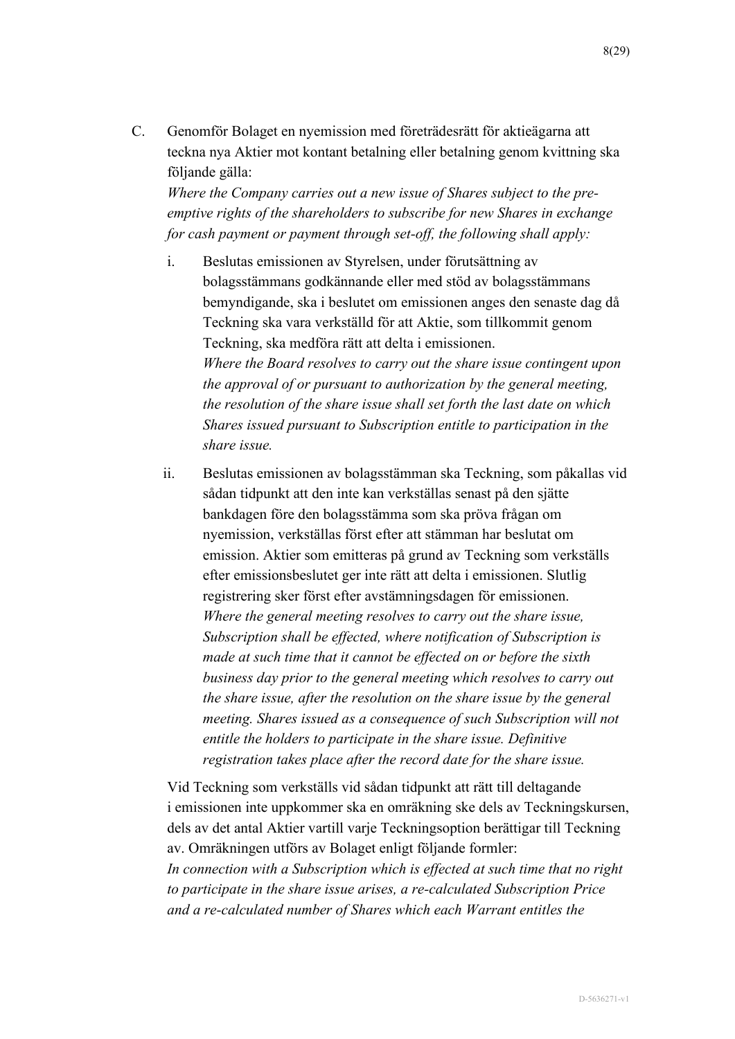C. Genomför Bolaget en nyemission med företrädesrätt för aktieägarna att teckna nya Aktier mot kontant betalning eller betalning genom kvittning ska följande gälla:
*Where the Company carries out a new issue of Shares subject to the pre-emptive rights of the shareholders to subscribe for new Shares in exchange for cash payment or payment through set-off, the following shall apply:*

i. Beslutas emissionen av Styrelsen, under förutsättning av bolagsstämmans godkännande eller med stöd av bolagsstämmans bemyndigande, ska i beslutet om emissionen anges den senaste dag då Teckning ska vara verkställd för att Aktie, som tillkommit genom Teckning, ska medföra rätt att delta i emissionen.
*Where the Board resolves to carry out the share issue contingent upon the approval of or pursuant to authorization by the general meeting, the resolution of the share issue shall set forth the last date on which Shares issued pursuant to Subscription entitle to participation in the share issue.*

ii. Beslutas emissionen av bolagsstämman ska Teckning, som påkallas vid sådan tidpunkt att den inte kan verkställas senast på den sjätte bankdagen före den bolagsstämma som ska pröva frågan om nyemission, verkställas först efter att stämman har beslutat om emission. Aktier som emitteras på grund av Teckning som verkställs efter emissionsbeslutet ger inte rätt att delta i emissionen. Slutlig registrering sker först efter avstämningsdagen för emissionen.
*Where the general meeting resolves to carry out the share issue, Subscription shall be effected, where notification of Subscription is made at such time that it cannot be effected on or before the sixth business day prior to the general meeting which resolves to carry out the share issue, after the resolution on the share issue by the general meeting. Shares issued as a consequence of such Subscription will not entitle the holders to participate in the share issue. Definitive registration takes place after the record date for the share issue.*

Vid Teckning som verkställs vid sådan tidpunkt att rätt till deltagande i emissionen inte uppkommer ska en omräkning ske dels av Teckningskursen, dels av det antal Aktier vartill varje Teckningsoption berättigar till Teckning av. Omräkningen utförs av Bolaget enligt följande formler:
*In connection with a Subscription which is effected at such time that no right to participate in the share issue arises, a re-calculated Subscription Price and a re-calculated number of Shares which each Warrant entitles the*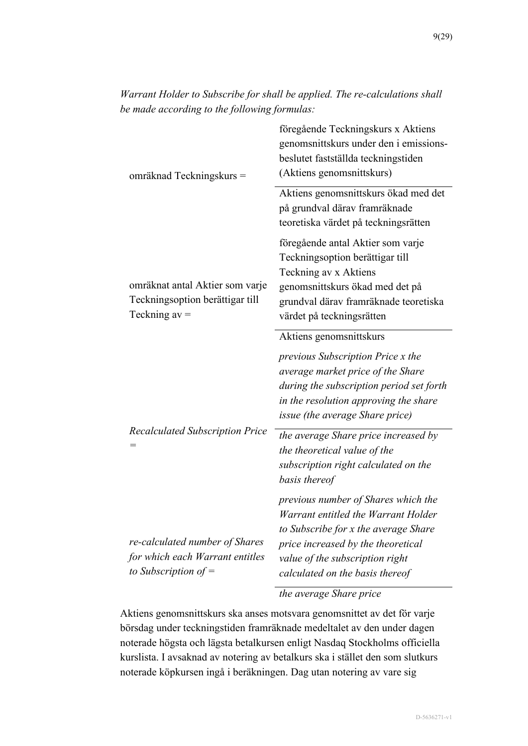*Warrant Holder to Subscribe for shall be applied. The re-calculations shall be made according to the following formulas:*

$$\text{omräknad Teckningskurs} = \frac{\text{föregående Teckningskurs x Aktiens genomsnittskurs under den i emissionsbeslutet fastställda teckningstiden (Aktiens genomsnittskurs)}}{\text{Aktiens genomsnittskurs ökad med det på grundval därav framräknade teoretiska värdet på teckningsrätten}}$$

$$\text{omräknat antal Aktier som varje Teckningsoption berättigar till Teckning av} = \frac{\text{föregående antal Aktier som varje Teckningsoption berättigar till Teckning av x Aktiens genomsnittskurs ökad med det på grundval därav framräknade teoretiska värdet på teckningsrätten}}{\text{Aktiens genomsnittskurs}}$$

$$\textit{Recalculated Subscription Price} = \frac{\textit{previous Subscription Price x the average market price of the Share during the subscription period set forth in the resolution approving the share issue (the average Share price)}}{\textit{the average Share price increased by the theoretical value of the subscription right calculated on the basis thereof}}$$

$$\textit{re-calculated number of Shares for which each Warrant entitles to Subscription of} = \frac{\textit{previous number of Shares which the Warrant entitled the Warrant Holder to Subscribe for x the average Share price increased by the theoretical value of the subscription right calculated on the basis thereof}}{\textit{the average Share price}}$$

Aktiens genomsnittskurs ska anses motsvara genomsnittet av det för varje börsdag under teckningstiden framräknade medeltalet av den under dagen noterade högsta och lägsta betalkursen enligt Nasdaq Stockholms officiella kurslista. I avsaknad av notering av betalkurs ska i stället den som slutkurs noterade köpkursen ingå i beräkningen. Dag utan notering av vare sig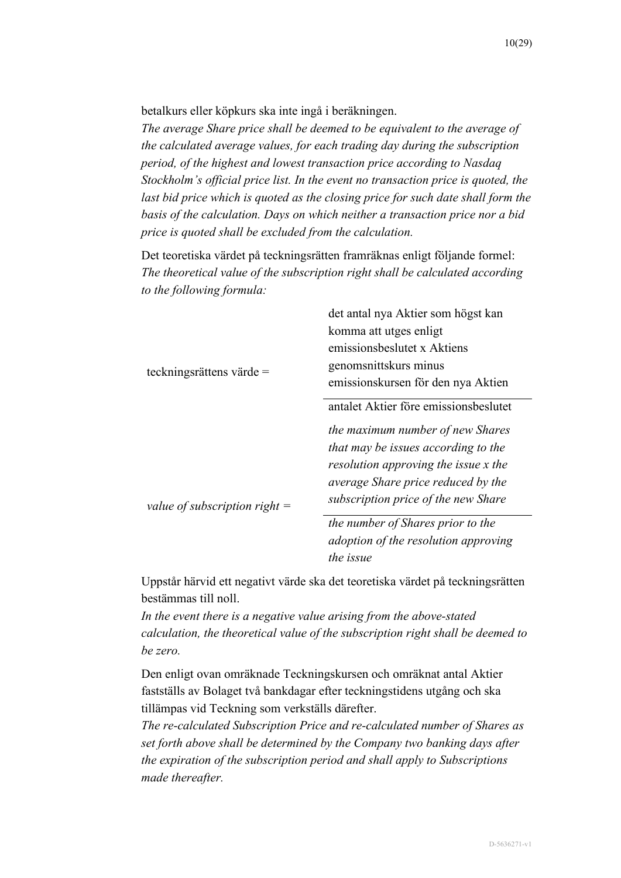betalkurs eller köpkurs ska inte ingå i beräkningen.
*The average Share price shall be deemed to be equivalent to the average of the calculated average values, for each trading day during the subscription period, of the highest and lowest transaction price according to Nasdaq Stockholm's official price list. In the event no transaction price is quoted, the last bid price which is quoted as the closing price for such date shall form the basis of the calculation. Days on which neither a transaction price nor a bid price is quoted shall be excluded from the calculation.*

Det teoretiska värdet på teckningsrätten framräknas enligt följande formel:
*The theoretical value of the subscription right shall be calculated according to the following formula:*

$$\text{teckningsrättens värde} = \frac{\text{det antal nya Aktier som högst kan komma att utges enligt emissionsbeslutet x Aktiens genomsnittskurs minus emissionskursen för den nya Aktien}}{\text{antalet Aktier före emissionsbeslutet}}$$

$$\textit{value of subscription right} = \frac{\textit{the maximum number of new Shares that may be issues according to the resolution approving the issue x the average Share price reduced by the subscription price of the new Share}}{\textit{the number of Shares prior to the adoption of the resolution approving the issue}}$$

Uppstår härvid ett negativt värde ska det teoretiska värdet på teckningsrätten bestämmas till noll.
*In the event there is a negative value arising from the above-stated calculation, the theoretical value of the subscription right shall be deemed to be zero.*

Den enligt ovan omräknade Teckningskursen och omräknat antal Aktier fastställs av Bolaget två bankdagar efter teckningstidens utgång och ska tillämpas vid Teckning som verkställs därefter.
*The re-calculated Subscription Price and re-calculated number of Shares as set forth above shall be determined by the Company two banking days after the expiration of the subscription period and shall apply to Subscriptions made thereafter.*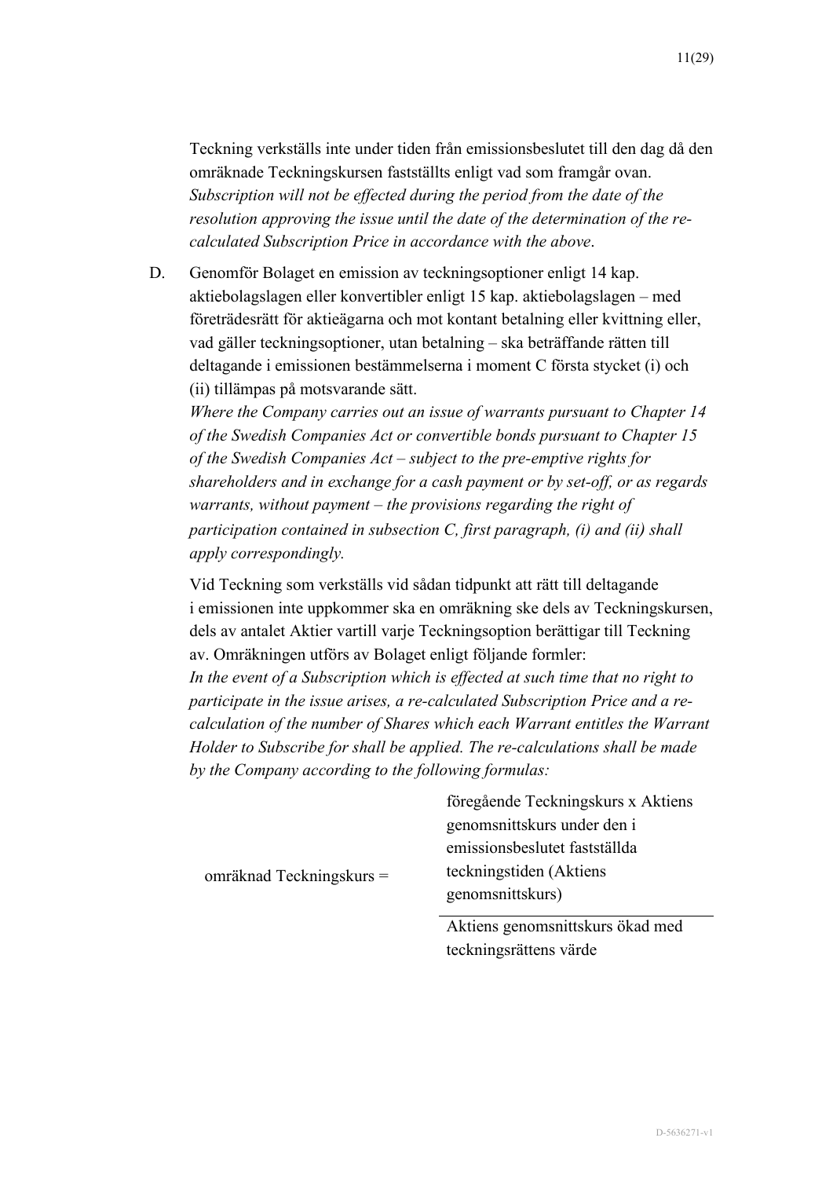Teckning verkställs inte under tiden från emissionsbeslutet till den dag då den omräknade Teckningskursen fastställts enligt vad som framgår ovan.
*Subscription will not be effected during the period from the date of the resolution approving the issue until the date of the determination of the re-calculated Subscription Price in accordance with the above.*

D. Genomför Bolaget en emission av teckningsoptioner enligt 14 kap. aktiebolagslagen eller konvertibler enligt 15 kap. aktiebolagslagen – med företrädesrätt för aktieägarna och mot kontant betalning eller kvittning eller, vad gäller teckningsoptioner, utan betalning – ska beträffande rätten till deltagande i emissionen bestämmelserna i moment C första stycket (i) och (ii) tillämpas på motsvarande sätt.
*Where the Company carries out an issue of warrants pursuant to Chapter 14 of the Swedish Companies Act or convertible bonds pursuant to Chapter 15 of the Swedish Companies Act – subject to the pre-emptive rights for shareholders and in exchange for a cash payment or by set-off, or as regards warrants, without payment – the provisions regarding the right of participation contained in subsection C, first paragraph, (i) and (ii) shall apply correspondingly.*

Vid Teckning som verkställs vid sådan tidpunkt att rätt till deltagande i emissionen inte uppkommer ska en omräkning ske dels av Teckningskursen, dels av antalet Aktier vartill varje Teckningsoption berättigar till Teckning av. Omräkningen utförs av Bolaget enligt följande formler:
*In the event of a Subscription which is effected at such time that no right to participate in the issue arises, a re-calculated Subscription Price and a re-calculation of the number of Shares which each Warrant entitles the Warrant Holder to Subscribe for shall be applied. The re-calculations shall be made by the Company according to the following formulas:*

$$\text{omräknad Teckningskurs} = \frac{\text{föregående Teckningskurs x Aktiens genomsnittskurs under den i emissionsbeslutet fastställda teckningstiden (Aktiens genomsnittskurs)}}{\text{Aktiens genomsnittskurs ökad med teckningsrättens värde}}$$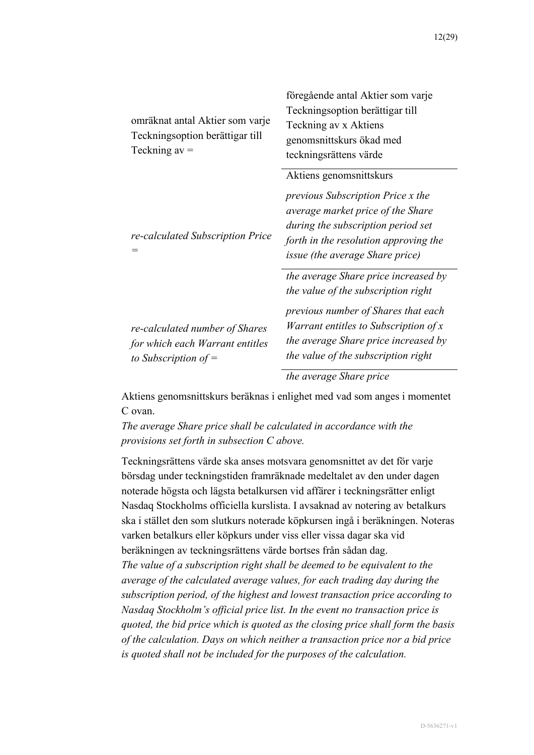| | |
|---|---|
| omräknat antal Aktier som varje Teckningsoption berättigar till Teckning av = | föregående antal Aktier som varje Teckningsoption berättigar till Teckning av x Aktiens genomsnittskurs ökad med teckningsrättens värde |
| | Aktiens genomsnittskurs |
| *re-calculated Subscription Price =* | *previous Subscription Price x the average market price of the Share during the subscription period set forth in the resolution approving the issue (the average Share price)* |
| | *the average Share price increased by the value of the subscription right* |
| *re-calculated number of Shares for which each Warrant entitles to Subscription of =* | *previous number of Shares that each Warrant entitles to Subscription of x the average Share price increased by the value of the subscription right* |
| | *the average Share price* |

Aktiens genomsnittskurs beräknas i enlighet med vad som anges i momentet C ovan.
*The average Share price shall be calculated in accordance with the provisions set forth in subsection C above.*

Teckningsrättens värde ska anses motsvara genomsnittet av det för varje börsdag under teckningstiden framräknade medeltalet av den under dagen noterade högsta och lägsta betalkursen vid affärer i teckningsrätter enligt Nasdaq Stockholms officiella kurslista. I avsaknad av notering av betalkurs ska i stället den som slutkurs noterade köpkursen ingå i beräkningen. Noteras varken betalkurs eller köpkurs under viss eller vissa dagar ska vid beräkningen av teckningsrättens värde bortses från sådan dag.
*The value of a subscription right shall be deemed to be equivalent to the average of the calculated average values, for each trading day during the subscription period, of the highest and lowest transaction price according to Nasdaq Stockholm's official price list. In the event no transaction price is quoted, the bid price which is quoted as the closing price shall form the basis of the calculation. Days on which neither a transaction price nor a bid price is quoted shall not be included for the purposes of the calculation.*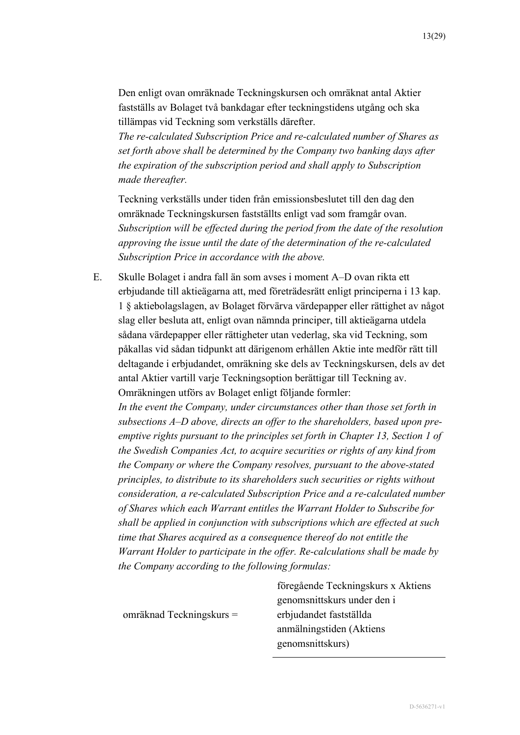Den enligt ovan omräknade Teckningskursen och omräknat antal Aktier fastställs av Bolaget två bankdagar efter teckningstidens utgång och ska tillämpas vid Teckning som verkställs därefter.
*The re-calculated Subscription Price and re-calculated number of Shares as set forth above shall be determined by the Company two banking days after the expiration of the subscription period and shall apply to Subscription made thereafter.*

Teckning verkställs under tiden från emissionsbeslutet till den dag den omräknade Teckningskursen fastställts enligt vad som framgår ovan.
*Subscription will be effected during the period from the date of the resolution approving the issue until the date of the determination of the re-calculated Subscription Price in accordance with the above.*

E. Skulle Bolaget i andra fall än som avses i moment A–D ovan rikta ett erbjudande till aktieägarna att, med företrädesrätt enligt principerna i 13 kap. 1 § aktiebolagslagen, av Bolaget förvärva värdepapper eller rättighet av något slag eller besluta att, enligt ovan nämnda principer, till aktieägarna utdela sådana värdepapper eller rättigheter utan vederlag, ska vid Teckning, som påkallas vid sådan tidpunkt att därigenom erhållen Aktie inte medför rätt till deltagande i erbjudandet, omräkning ske dels av Teckningskursen, dels av det antal Aktier vartill varje Teckningsoption berättigar till Teckning av. Omräkningen utförs av Bolaget enligt följande formler:
*In the event the Company, under circumstances other than those set forth in subsections A–D above, directs an offer to the shareholders, based upon pre-emptive rights pursuant to the principles set forth in Chapter 13, Section 1 of the Swedish Companies Act, to acquire securities or rights of any kind from the Company or where the Company resolves, pursuant to the above-stated principles, to distribute to its shareholders such securities or rights without consideration, a re-calculated Subscription Price and a re-calculated number of Shares which each Warrant entitles the Warrant Holder to Subscribe for shall be applied in conjunction with subscriptions which are effected at such time that Shares acquired as a consequence thereof do not entitle the Warrant Holder to participate in the offer. Re-calculations shall be made by the Company according to the following formulas:*

omräknad Teckningskurs = föregående Teckningskurs x Aktiens genomsnittskurs under den i erbjudandet fastställda anmälningstiden (Aktiens genomsnittskurs)

---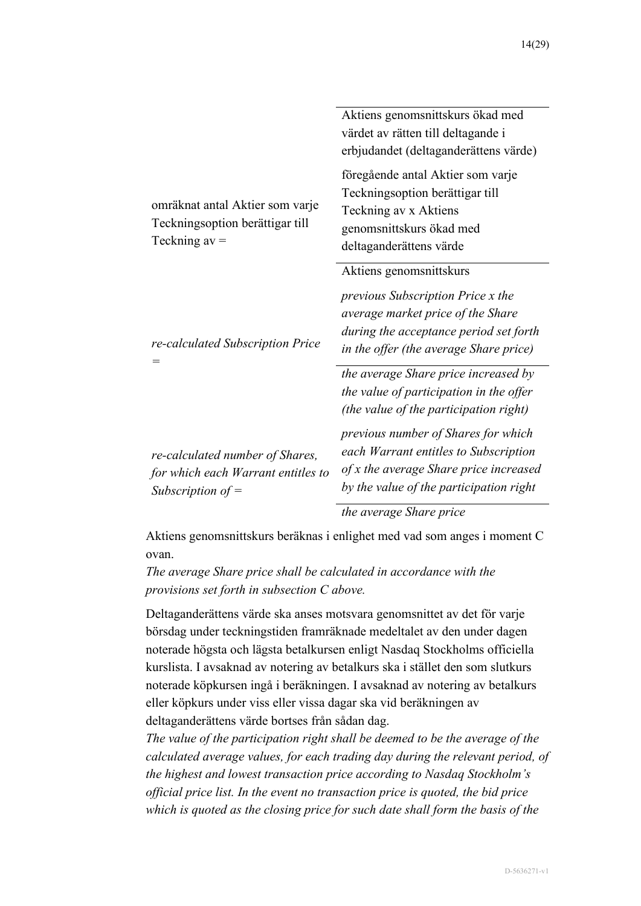Aktiens genomsnittskurs ökad med värdet av rätten till deltagande i erbjudandet (deltaganderättens värde)

$$\text{omräknat antal Aktier som varje Teckningsoption berättigar till Teckning av} = \frac{\text{föregående antal Aktier som varje Teckningsoption berättigar till Teckning av x Aktiens genomsnittskurs ökad med deltaganderättens värde}}{\text{Aktiens genomsnittskurs}}$$

$$\textit{re-calculated Subscription Price} = \frac{\textit{previous Subscription Price x the average market price of the Share during the acceptance period set forth in the offer (the average Share price)}}{\textit{the average Share price increased by the value of participation in the offer (the value of the participation right)}}$$

$$\textit{re-calculated number of Shares, for which each Warrant entitles to Subscription of} = \frac{\textit{previous number of Shares for which each Warrant entitles to Subscription of x the average Share price increased by the value of the participation right}}{\textit{the average Share price}}$$

Aktiens genomsnittskurs beräknas i enlighet med vad som anges i moment C ovan.
*The average Share price shall be calculated in accordance with the provisions set forth in subsection C above.*

Deltaganderättens värde ska anses motsvara genomsnittet av det för varje börsdag under teckningstiden framräknade medeltalet av den under dagen noterade högsta och lägsta betalkursen enligt Nasdaq Stockholms officiella kurslista. I avsaknad av notering av betalkurs ska i stället den som slutkurs noterade köpkursen ingå i beräkningen. I avsaknad av notering av betalkurs eller köpkurs under viss eller vissa dagar ska vid beräkningen av deltaganderättens värde bortses från sådan dag.
*The value of the participation right shall be deemed to be the average of the calculated average values, for each trading day during the relevant period, of the highest and lowest transaction price according to Nasdaq Stockholm's official price list. In the event no transaction price is quoted, the bid price which is quoted as the closing price for such date shall form the basis of the*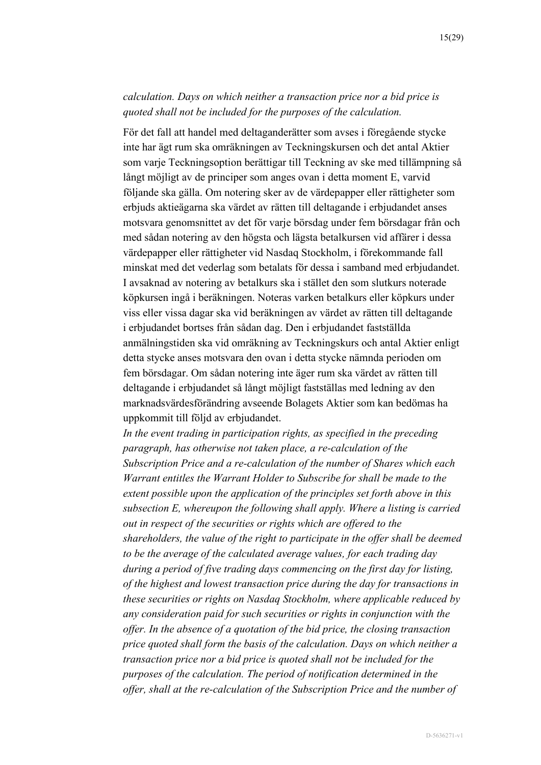*calculation. Days on which neither a transaction price nor a bid price is quoted shall not be included for the purposes of the calculation.*

För det fall att handel med deltaganderätter som avses i föregående stycke inte har ägt rum ska omräkningen av Teckningskursen och det antal Aktier som varje Teckningsoption berättigar till Teckning av ske med tillämpning så långt möjligt av de principer som anges ovan i detta moment E, varvid följande ska gälla. Om notering sker av de värdepapper eller rättigheter som erbjuds aktieägarna ska värdet av rätten till deltagande i erbjudandet anses motsvara genomsnittet av det för varje börsdag under fem börsdagar från och med sådan notering av den högsta och lägsta betalkursen vid affärer i dessa värdepapper eller rättigheter vid Nasdaq Stockholm, i förekommande fall minskat med det vederlag som betalats för dessa i samband med erbjudandet. I avsaknad av notering av betalkurs ska i stället den som slutkurs noterade köpkursen ingå i beräkningen. Noteras varken betalkurs eller köpkurs under viss eller vissa dagar ska vid beräkningen av värdet av rätten till deltagande i erbjudandet bortses från sådan dag. Den i erbjudandet fastställda anmälningstiden ska vid omräkning av Teckningskurs och antal Aktier enligt detta stycke anses motsvara den ovan i detta stycke nämnda perioden om fem börsdagar. Om sådan notering inte äger rum ska värdet av rätten till deltagande i erbjudandet så långt möjligt fastställas med ledning av den marknadsvärdesförändring avseende Bolagets Aktier som kan bedömas ha uppkommit till följd av erbjudandet.

*In the event trading in participation rights, as specified in the preceding paragraph, has otherwise not taken place, a re-calculation of the Subscription Price and a re-calculation of the number of Shares which each Warrant entitles the Warrant Holder to Subscribe for shall be made to the extent possible upon the application of the principles set forth above in this subsection E, whereupon the following shall apply. Where a listing is carried out in respect of the securities or rights which are offered to the shareholders, the value of the right to participate in the offer shall be deemed to be the average of the calculated average values, for each trading day during a period of five trading days commencing on the first day for listing, of the highest and lowest transaction price during the day for transactions in these securities or rights on Nasdaq Stockholm, where applicable reduced by any consideration paid for such securities or rights in conjunction with the offer. In the absence of a quotation of the bid price, the closing transaction price quoted shall form the basis of the calculation. Days on which neither a transaction price nor a bid price is quoted shall not be included for the purposes of the calculation. The period of notification determined in the offer, shall at the re-calculation of the Subscription Price and the number of*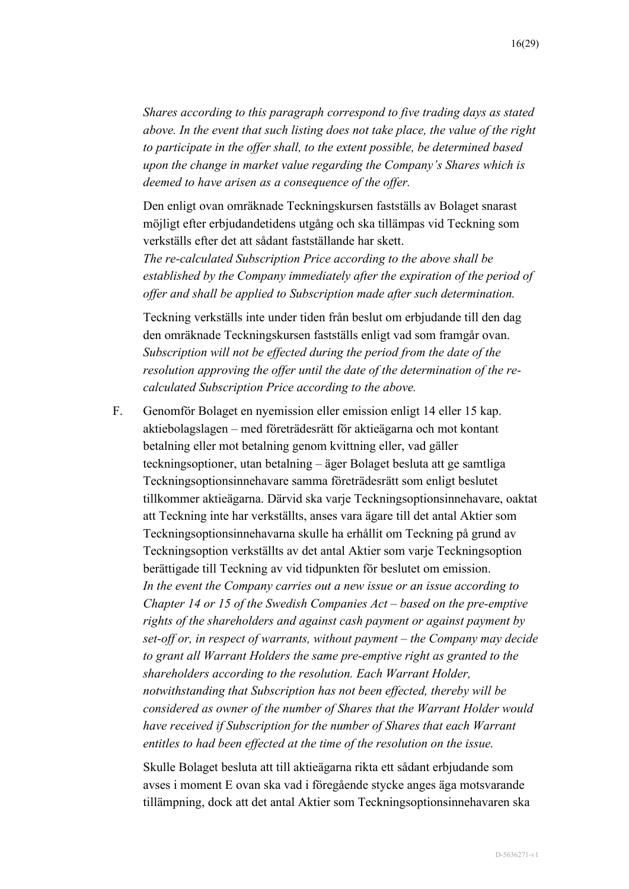*Shares according to this paragraph correspond to five trading days as stated above. In the event that such listing does not take place, the value of the right to participate in the offer shall, to the extent possible, be determined based upon the change in market value regarding the Company's Shares which is deemed to have arisen as a consequence of the offer.*

Den enligt ovan omräknade Teckningskursen fastställs av Bolaget snarast möjligt efter erbjudandetidens utgång och ska tillämpas vid Teckning som verkställs efter det att sådant fastställande har skett.
*The re-calculated Subscription Price according to the above shall be established by the Company immediately after the expiration of the period of offer and shall be applied to Subscription made after such determination.*

Teckning verkställs inte under tiden från beslut om erbjudande till den dag den omräknade Teckningskursen fastställs enligt vad som framgår ovan.
*Subscription will not be effected during the period from the date of the resolution approving the offer until the date of the determination of the re-calculated Subscription Price according to the above.*

F. Genomför Bolaget en nyemission eller emission enligt 14 eller 15 kap. aktiebolagslagen – med företrädesrätt för aktieägarna och mot kontant betalning eller mot betalning genom kvittning eller, vad gäller teckningsoptioner, utan betalning – äger Bolaget besluta att ge samtliga Teckningsoptionsinnehavare samma företrädesrätt som enligt beslutet tillkommer aktieägarna. Därvid ska varje Teckningsoptionsinnehavare, oaktat att Teckning inte har verkställts, anses vara ägare till det antal Aktier som Teckningsoptionsinnehavarna skulle ha erhållit om Teckning på grund av Teckningsoption verkställts av det antal Aktier som varje Teckningsoption berättigade till Teckning av vid tidpunkten för beslutet om emission.
*In the event the Company carries out a new issue or an issue according to Chapter 14 or 15 of the Swedish Companies Act – based on the pre-emptive rights of the shareholders and against cash payment or against payment by set-off or, in respect of warrants, without payment – the Company may decide to grant all Warrant Holders the same pre-emptive right as granted to the shareholders according to the resolution. Each Warrant Holder, notwithstanding that Subscription has not been effected, thereby will be considered as owner of the number of Shares that the Warrant Holder would have received if Subscription for the number of Shares that each Warrant entitles to had been effected at the time of the resolution on the issue.*

Skulle Bolaget besluta att till aktieägarna rikta ett sådant erbjudande som avses i moment E ovan ska vad i föregående stycke anges äga motsvarande tillämpning, dock att det antal Aktier som Teckningsoptionsinnehavaren ska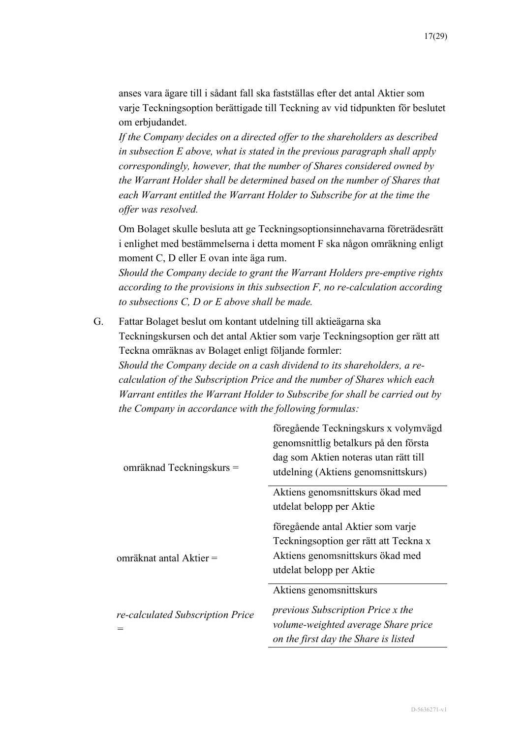anses vara ägare till i sådant fall ska fastställas efter det antal Aktier som varje Teckningsoption berättigade till Teckning av vid tidpunkten för beslutet om erbjudandet.

*If the Company decides on a directed offer to the shareholders as described in subsection E above, what is stated in the previous paragraph shall apply correspondingly, however, that the number of Shares considered owned by the Warrant Holder shall be determined based on the number of Shares that each Warrant entitled the Warrant Holder to Subscribe for at the time the offer was resolved.*

Om Bolaget skulle besluta att ge Teckningsoptionsinnehavarna företrädesrätt i enlighet med bestämmelserna i detta moment F ska någon omräkning enligt moment C, D eller E ovan inte äga rum.

*Should the Company decide to grant the Warrant Holders pre-emptive rights according to the provisions in this subsection F, no re-calculation according to subsections C, D or E above shall be made.*

G. Fattar Bolaget beslut om kontant utdelning till aktieägarna ska Teckningskursen och det antal Aktier som varje Teckningsoption ger rätt att Teckna omräknas av Bolaget enligt följande formler:

*Should the Company decide on a cash dividend to its shareholders, a re-calculation of the Subscription Price and the number of Shares which each Warrant entitles the Warrant Holder to Subscribe for shall be carried out by the Company in accordance with the following formulas:*

$$\text{omräknad Teckningskurs} = \frac{\text{föregående Teckningskurs x volymvägd genomsnittlig betalkurs på den första dag som Aktien noteras utan rätt till utdelning (Aktiens genomsnittskurs)}}{\text{Aktiens genomsnittskurs ökad med utdelat belopp per Aktie}}$$

$$\text{omräknat antal Aktier} = \frac{\text{föregående antal Aktier som varje Teckningsoption ger rätt att Teckna x Aktiens genomsnittskurs ökad med utdelat belopp per Aktie}}{\text{Aktiens genomsnittskurs}}$$

*re-calculated Subscription Price* = *previous Subscription Price x the volume-weighted average Share price on the first day the Share is listed*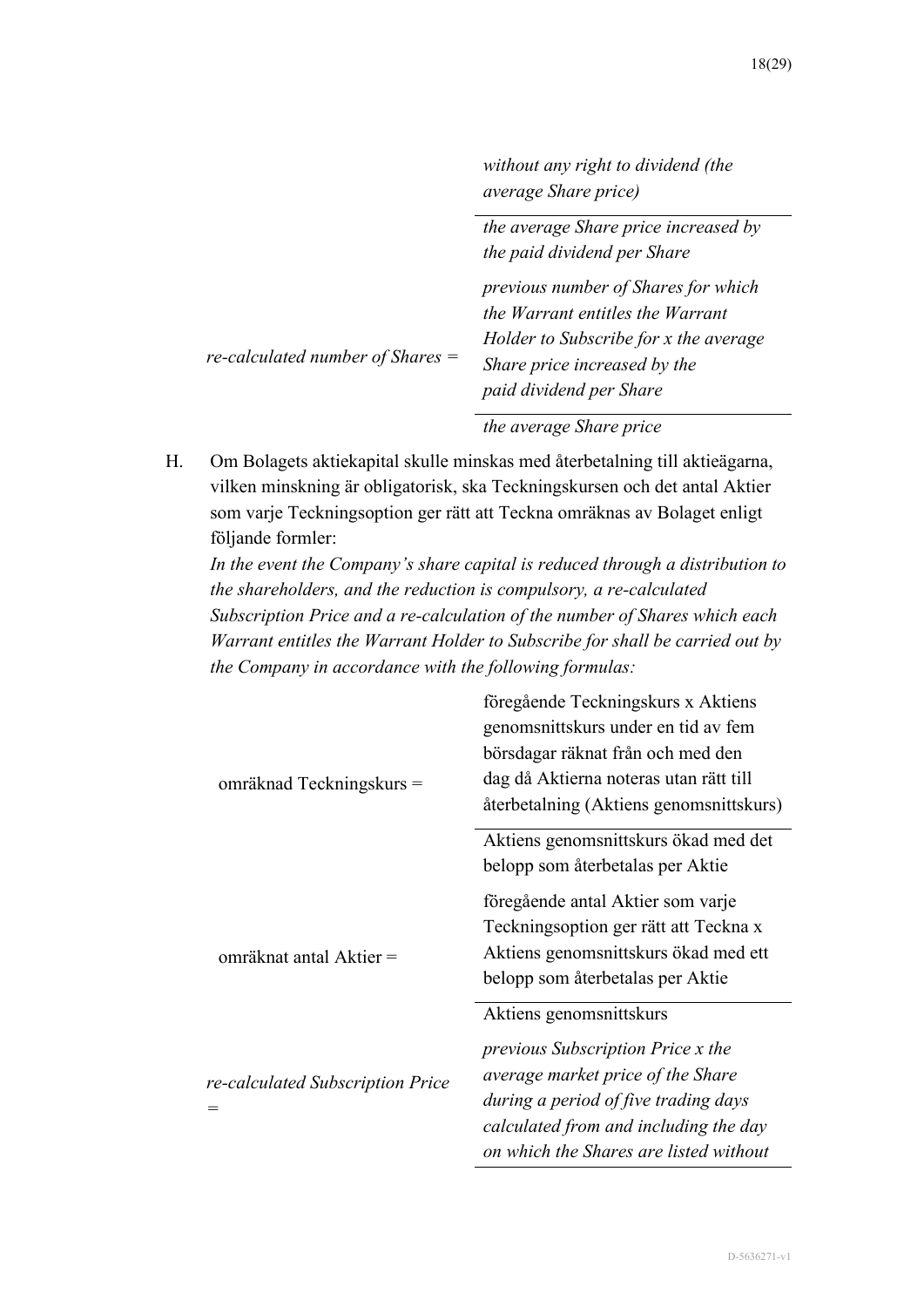| | |
|---|---|
| | *without any right to dividend (the average Share price)* |
| | *the average Share price increased by the paid dividend per Share* |
| *re-calculated number of Shares =* | *previous number of Shares for which the Warrant entitles the Warrant Holder to Subscribe for x the average Share price increased by the paid dividend per Share* |
| | *the average Share price* |

H. Om Bolagets aktiekapital skulle minskas med återbetalning till aktieägarna, vilken minskning är obligatorisk, ska Teckningskursen och det antal Aktier som varje Teckningsoption ger rätt att Teckna omräknas av Bolaget enligt följande formler:
*In the event the Company's share capital is reduced through a distribution to the shareholders, and the reduction is compulsory, a re-calculated Subscription Price and a re-calculation of the number of Shares which each Warrant entitles the Warrant Holder to Subscribe for shall be carried out by the Company in accordance with the following formulas:*

| | |
|---|---|
| omräknad Teckningskurs = | föregående Teckningskurs x Aktiens genomsnittskurs under en tid av fem börsdagar räknat från och med den dag då Aktierna noteras utan rätt till återbetalning (Aktiens genomsnittskurs) |
| | Aktiens genomsnittskurs ökad med det belopp som återbetalas per Aktie |
| omräknat antal Aktier = | föregående antal Aktier som varje Teckningsoption ger rätt att Teckna x Aktiens genomsnittskurs ökad med ett belopp som återbetalas per Aktie |
| | Aktiens genomsnittskurs |
| *re-calculated Subscription Price =* | *previous Subscription Price x the average market price of the Share during a period of five trading days calculated from and including the day on which the Shares are listed without* |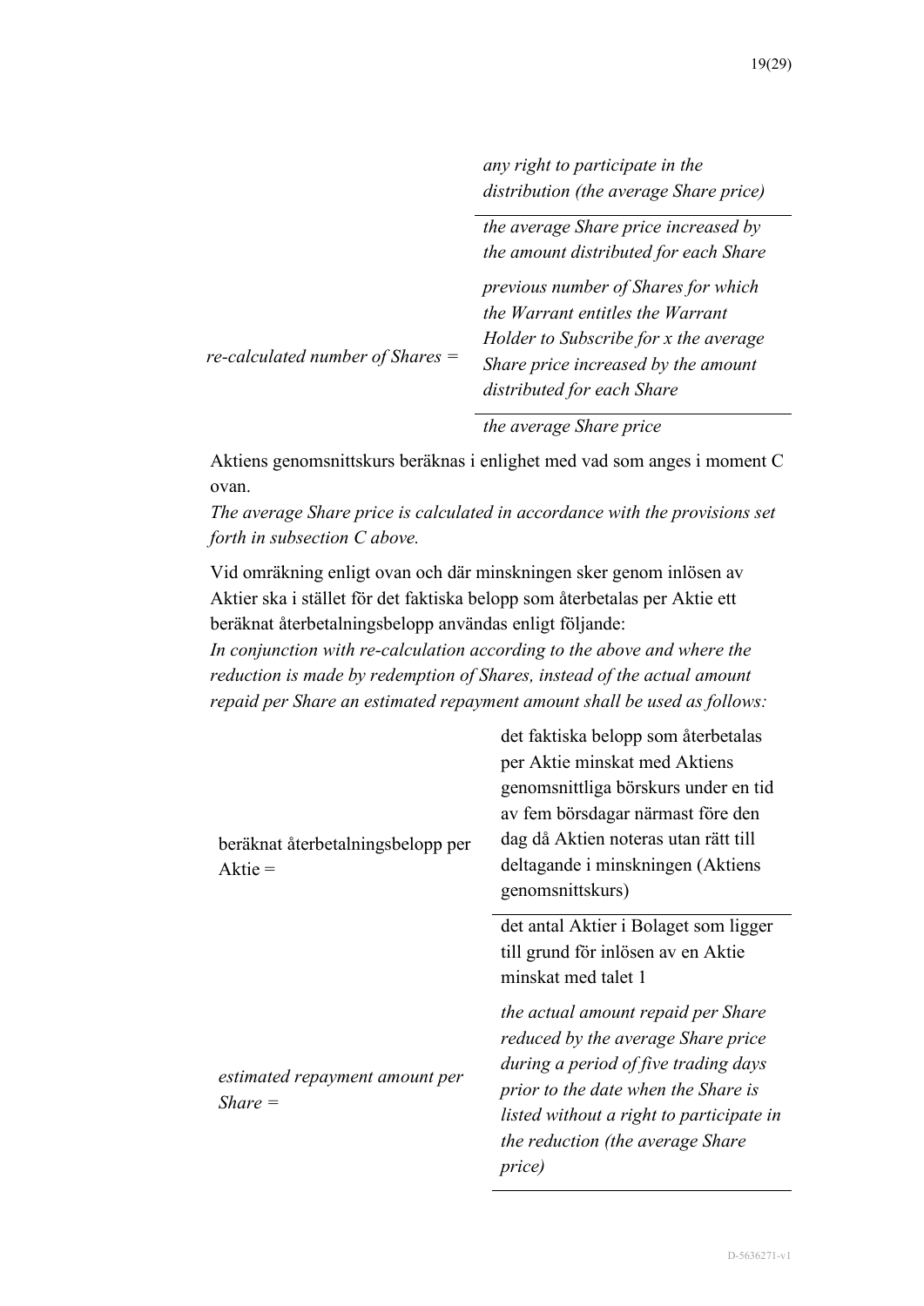$$\textit{(continued)} \quad \frac{\textit{any right to participate in the distribution (the average Share price)}}{\textit{the average Share price increased by the amount distributed for each Share}}$$

$$\textit{re-calculated number of Shares} = \frac{\textit{previous number of Shares for which the Warrant entitles the Warrant Holder to Subscribe for x the average Share price increased by the amount distributed for each Share}}{\textit{the average Share price}}$$

Aktiens genomsnittskurs beräknas i enlighet med vad som anges i moment C ovan.
*The average Share price is calculated in accordance with the provisions set forth in subsection C above.*

Vid omräkning enligt ovan och där minskningen sker genom inlösen av Aktier ska i stället för det faktiska belopp som återbetalas per Aktie ett beräknat återbetalningsbelopp användas enligt följande:
*In conjunction with re-calculation according to the above and where the reduction is made by redemption of Shares, instead of the actual amount repaid per Share an estimated repayment amount shall be used as follows:*

$$\text{beräknat återbetalningsbelopp per Aktie} = \frac{\text{det faktiska belopp som återbetalas per Aktie minskat med Aktiens genomsnittliga börskurs under en tid av fem börsdagar närmast före den dag då Aktien noteras utan rätt till deltagande i minskningen (Aktiens genomsnittskurs)}}{\text{det antal Aktier i Bolaget som ligger till grund för inlösen av en Aktie minskat med talet 1}}$$

$$\textit{estimated repayment amount per Share} = \frac{\textit{the actual amount repaid per Share reduced by the average Share price during a period of five trading days prior to the date when the Share is listed without a right to participate in the reduction (the average Share price)}}{}$$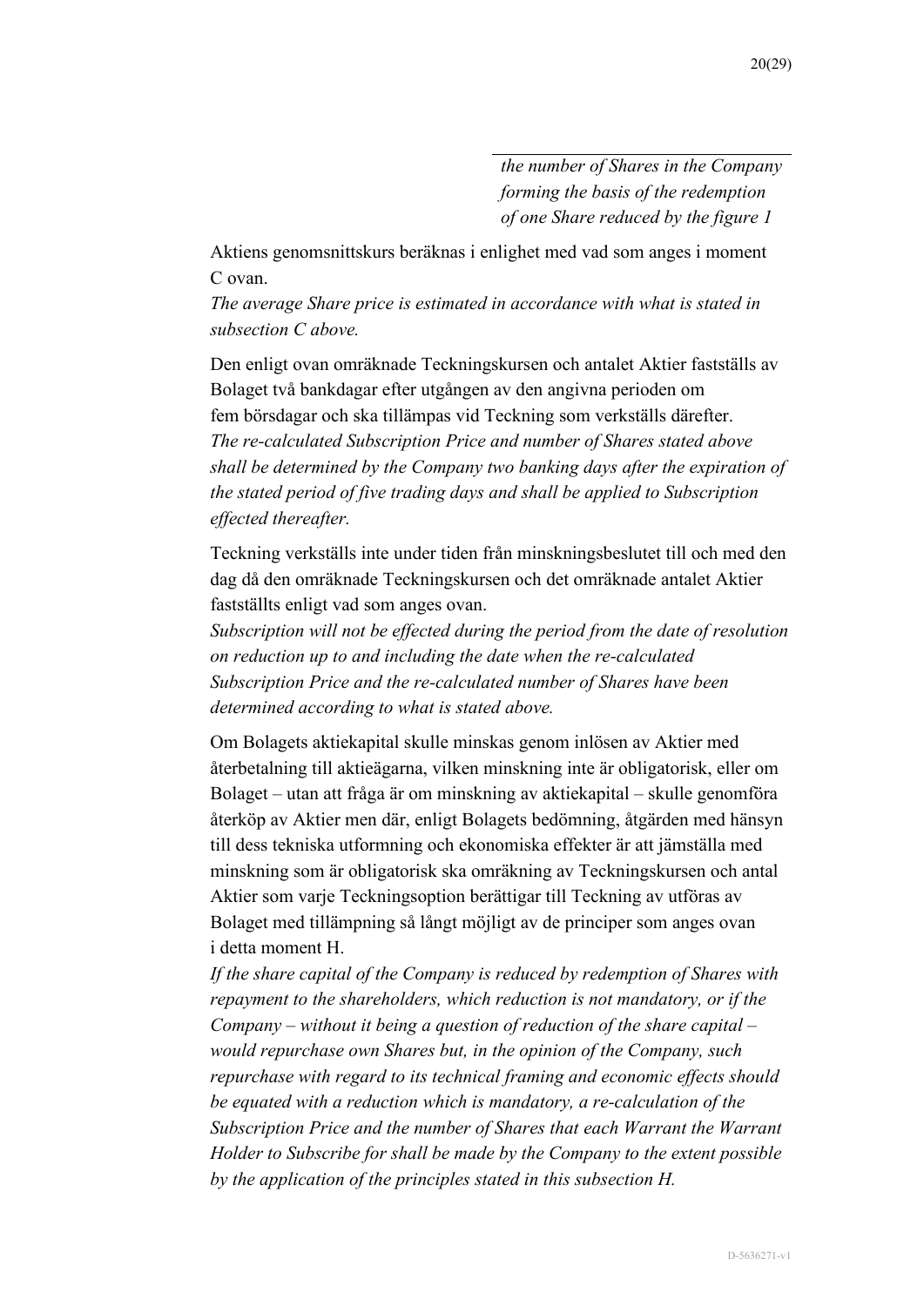*the number of Shares in the Company forming the basis of the redemption of one Share reduced by the figure 1*

Aktiens genomsnittskurs beräknas i enlighet med vad som anges i moment C ovan.
*The average Share price is estimated in accordance with what is stated in subsection C above.*

Den enligt ovan omräknade Teckningskursen och antalet Aktier fastställs av Bolaget två bankdagar efter utgången av den angivna perioden om fem börsdagar och ska tillämpas vid Teckning som verkställs därefter.
*The re-calculated Subscription Price and number of Shares stated above shall be determined by the Company two banking days after the expiration of the stated period of five trading days and shall be applied to Subscription effected thereafter.*

Teckning verkställs inte under tiden från minskningsbeslutet till och med den dag då den omräknade Teckningskursen och det omräknade antalet Aktier fastställts enligt vad som anges ovan.
*Subscription will not be effected during the period from the date of resolution on reduction up to and including the date when the re-calculated Subscription Price and the re-calculated number of Shares have been determined according to what is stated above.*

Om Bolagets aktiekapital skulle minskas genom inlösen av Aktier med återbetalning till aktieägarna, vilken minskning inte är obligatorisk, eller om Bolaget – utan att fråga är om minskning av aktiekapital – skulle genomföra återköp av Aktier men där, enligt Bolagets bedömning, åtgärden med hänsyn till dess tekniska utformning och ekonomiska effekter är att jämställa med minskning som är obligatorisk ska omräkning av Teckningskursen och antal Aktier som varje Teckningsoption berättigar till Teckning av utföras av Bolaget med tillämpning så långt möjligt av de principer som anges ovan i detta moment H.
*If the share capital of the Company is reduced by redemption of Shares with repayment to the shareholders, which reduction is not mandatory, or if the Company – without it being a question of reduction of the share capital – would repurchase own Shares but, in the opinion of the Company, such repurchase with regard to its technical framing and economic effects should be equated with a reduction which is mandatory, a re-calculation of the Subscription Price and the number of Shares that each Warrant the Warrant Holder to Subscribe for shall be made by the Company to the extent possible by the application of the principles stated in this subsection H.*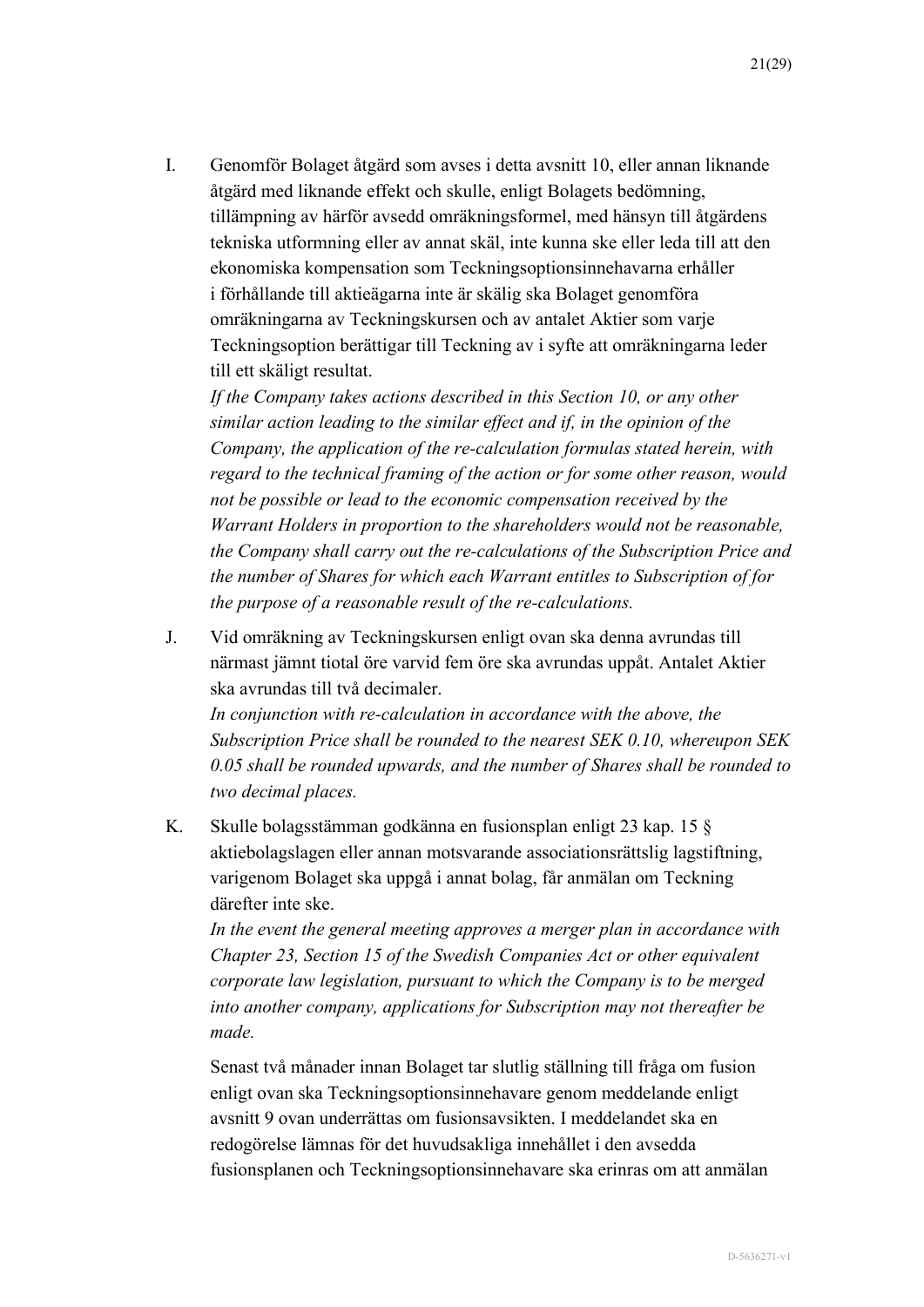I. Genomför Bolaget åtgärd som avses i detta avsnitt 10, eller annan liknande åtgärd med liknande effekt och skulle, enligt Bolagets bedömning, tillämpning av härför avsedd omräkningsformel, med hänsyn till åtgärdens tekniska utformning eller av annat skäl, inte kunna ske eller leda till att den ekonomiska kompensation som Teckningsoptionsinnehavarna erhåller i förhållande till aktieägarna inte är skälig ska Bolaget genomföra omräkningarna av Teckningskursen och av antalet Aktier som varje Teckningsoption berättigar till Teckning av i syfte att omräkningarna leder till ett skäligt resultat.
*If the Company takes actions described in this Section 10, or any other similar action leading to the similar effect and if, in the opinion of the Company, the application of the re-calculation formulas stated herein, with regard to the technical framing of the action or for some other reason, would not be possible or lead to the economic compensation received by the Warrant Holders in proportion to the shareholders would not be reasonable, the Company shall carry out the re-calculations of the Subscription Price and the number of Shares for which each Warrant entitles to Subscription of for the purpose of a reasonable result of the re-calculations.*

J. Vid omräkning av Teckningskursen enligt ovan ska denna avrundas till närmast jämnt tiotal öre varvid fem öre ska avrundas uppåt. Antalet Aktier ska avrundas till två decimaler.
*In conjunction with re-calculation in accordance with the above, the Subscription Price shall be rounded to the nearest SEK 0.10, whereupon SEK 0.05 shall be rounded upwards, and the number of Shares shall be rounded to two decimal places.*

K. Skulle bolagsstämman godkänna en fusionsplan enligt 23 kap. 15 § aktiebolagslagen eller annan motsvarande associationsrättslig lagstiftning, varigenom Bolaget ska uppgå i annat bolag, får anmälan om Teckning därefter inte ske.
*In the event the general meeting approves a merger plan in accordance with Chapter 23, Section 15 of the Swedish Companies Act or other equivalent corporate law legislation, pursuant to which the Company is to be merged into another company, applications for Subscription may not thereafter be made.*

Senast två månader innan Bolaget tar slutlig ställning till fråga om fusion enligt ovan ska Teckningsoptionsinnehavare genom meddelande enligt avsnitt 9 ovan underrättas om fusionsavsikten. I meddelandet ska en redogörelse lämnas för det huvudsakliga innehållet i den avsedda fusionsplanen och Teckningsoptionsinnehavare ska erinras om att anmälan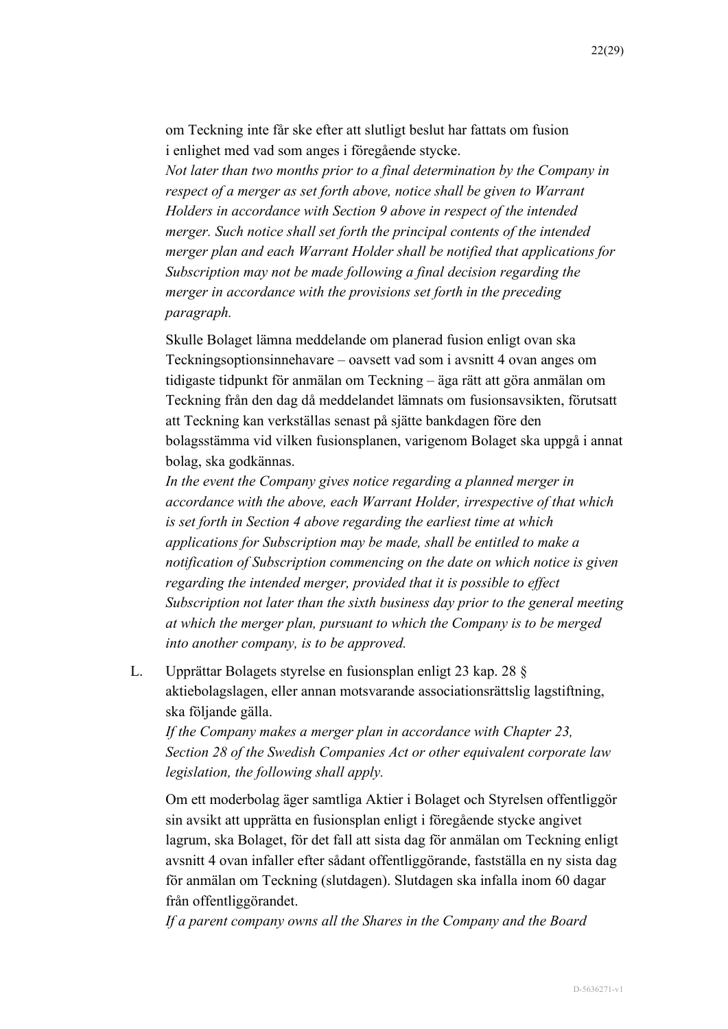om Teckning inte får ske efter att slutligt beslut har fattats om fusion i enlighet med vad som anges i föregående stycke.
*Not later than two months prior to a final determination by the Company in respect of a merger as set forth above, notice shall be given to Warrant Holders in accordance with Section 9 above in respect of the intended merger. Such notice shall set forth the principal contents of the intended merger plan and each Warrant Holder shall be notified that applications for Subscription may not be made following a final decision regarding the merger in accordance with the provisions set forth in the preceding paragraph.*

Skulle Bolaget lämna meddelande om planerad fusion enligt ovan ska Teckningsoptionsinnehavare – oavsett vad som i avsnitt 4 ovan anges om tidigaste tidpunkt för anmälan om Teckning – äga rätt att göra anmälan om Teckning från den dag då meddelandet lämnats om fusionsavsikten, förutsatt att Teckning kan verkställas senast på sjätte bankdagen före den bolagsstämma vid vilken fusionsplanen, varigenom Bolaget ska uppgå i annat bolag, ska godkännas.
*In the event the Company gives notice regarding a planned merger in accordance with the above, each Warrant Holder, irrespective of that which is set forth in Section 4 above regarding the earliest time at which applications for Subscription may be made, shall be entitled to make a notification of Subscription commencing on the date on which notice is given regarding the intended merger, provided that it is possible to effect Subscription not later than the sixth business day prior to the general meeting at which the merger plan, pursuant to which the Company is to be merged into another company, is to be approved.*

L. Upprättar Bolagets styrelse en fusionsplan enligt 23 kap. 28 § aktiebolagslagen, eller annan motsvarande associationsrättslig lagstiftning, ska följande gälla.
*If the Company makes a merger plan in accordance with Chapter 23, Section 28 of the Swedish Companies Act or other equivalent corporate law legislation, the following shall apply.*

Om ett moderbolag äger samtliga Aktier i Bolaget och Styrelsen offentliggör sin avsikt att upprätta en fusionsplan enligt i föregående stycke angivet lagrum, ska Bolaget, för det fall att sista dag för anmälan om Teckning enligt avsnitt 4 ovan infaller efter sådant offentliggörande, fastställa en ny sista dag för anmälan om Teckning (slutdagen). Slutdagen ska infalla inom 60 dagar från offentliggörandet.
*If a parent company owns all the Shares in the Company and the Board*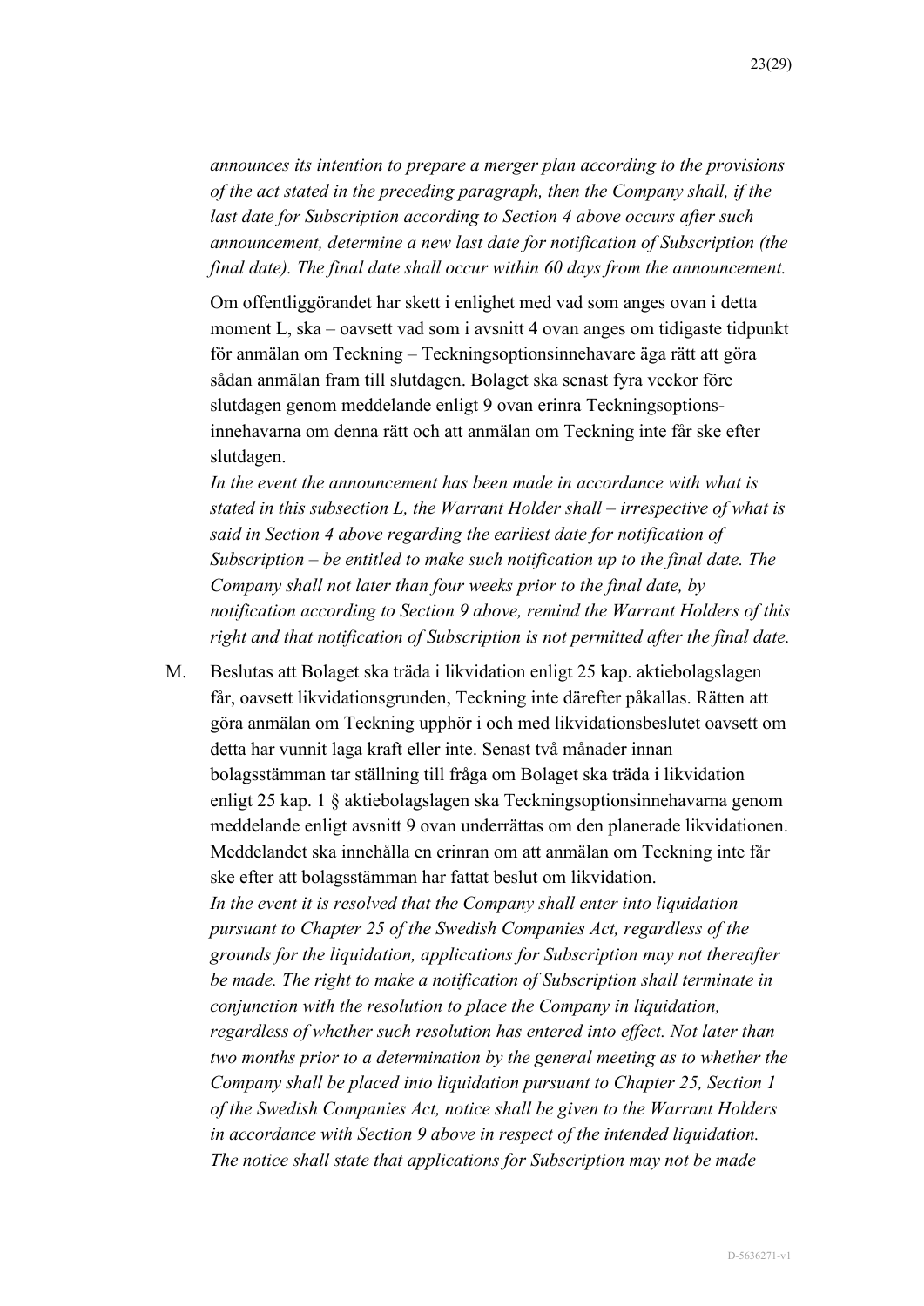*announces its intention to prepare a merger plan according to the provisions of the act stated in the preceding paragraph, then the Company shall, if the last date for Subscription according to Section 4 above occurs after such announcement, determine a new last date for notification of Subscription (the final date). The final date shall occur within 60 days from the announcement.*

Om offentliggörandet har skett i enlighet med vad som anges ovan i detta moment L, ska – oavsett vad som i avsnitt 4 ovan anges om tidigaste tidpunkt för anmälan om Teckning – Teckningsoptionsinnehavare äga rätt att göra sådan anmälan fram till slutdagen. Bolaget ska senast fyra veckor före slutdagen genom meddelande enligt 9 ovan erinra Teckningsoptions-innehavarna om denna rätt och att anmälan om Teckning inte får ske efter slutdagen.
*In the event the announcement has been made in accordance with what is stated in this subsection L, the Warrant Holder shall – irrespective of what is said in Section 4 above regarding the earliest date for notification of Subscription – be entitled to make such notification up to the final date. The Company shall not later than four weeks prior to the final date, by notification according to Section 9 above, remind the Warrant Holders of this right and that notification of Subscription is not permitted after the final date.*

M. Beslutas att Bolaget ska träda i likvidation enligt 25 kap. aktiebolagslagen får, oavsett likvidationsgrunden, Teckning inte därefter påkallas. Rätten att göra anmälan om Teckning upphör i och med likvidationsbeslutet oavsett om detta har vunnit laga kraft eller inte. Senast två månader innan bolagsstämman tar ställning till fråga om Bolaget ska träda i likvidation enligt 25 kap. 1 § aktiebolagslagen ska Teckningsoptionsinnehavarna genom meddelande enligt avsnitt 9 ovan underrättas om den planerade likvidationen. Meddelandet ska innehålla en erinran om att anmälan om Teckning inte får ske efter att bolagsstämman har fattat beslut om likvidation.
*In the event it is resolved that the Company shall enter into liquidation pursuant to Chapter 25 of the Swedish Companies Act, regardless of the grounds for the liquidation, applications for Subscription may not thereafter be made. The right to make a notification of Subscription shall terminate in conjunction with the resolution to place the Company in liquidation, regardless of whether such resolution has entered into effect. Not later than two months prior to a determination by the general meeting as to whether the Company shall be placed into liquidation pursuant to Chapter 25, Section 1 of the Swedish Companies Act, notice shall be given to the Warrant Holders in accordance with Section 9 above in respect of the intended liquidation. The notice shall state that applications for Subscription may not be made*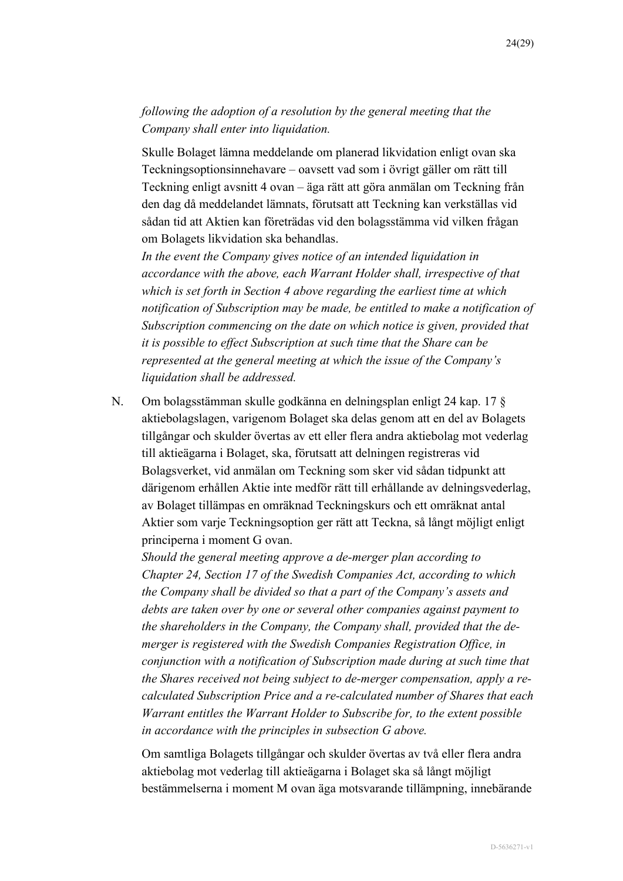*following the adoption of a resolution by the general meeting that the Company shall enter into liquidation.*

Skulle Bolaget lämna meddelande om planerad likvidation enligt ovan ska Teckningsoptionsinnehavare – oavsett vad som i övrigt gäller om rätt till Teckning enligt avsnitt 4 ovan – äga rätt att göra anmälan om Teckning från den dag då meddelandet lämnats, förutsatt att Teckning kan verkställas vid sådan tid att Aktien kan företrädas vid den bolagsstämma vid vilken frågan om Bolagets likvidation ska behandlas.
*In the event the Company gives notice of an intended liquidation in accordance with the above, each Warrant Holder shall, irrespective of that which is set forth in Section 4 above regarding the earliest time at which notification of Subscription may be made, be entitled to make a notification of Subscription commencing on the date on which notice is given, provided that it is possible to effect Subscription at such time that the Share can be represented at the general meeting at which the issue of the Company's liquidation shall be addressed.*

N. Om bolagsstämman skulle godkänna en delningsplan enligt 24 kap. 17 § aktiebolagslagen, varigenom Bolaget ska delas genom att en del av Bolagets tillgångar och skulder övertas av ett eller flera andra aktiebolag mot vederlag till aktieägarna i Bolaget, ska, förutsatt att delningen registreras vid Bolagsverket, vid anmälan om Teckning som sker vid sådan tidpunkt att därigenom erhållen Aktie inte medför rätt till erhållande av delningsvederlag, av Bolaget tillämpas en omräknad Teckningskurs och ett omräknat antal Aktier som varje Teckningsoption ger rätt att Teckna, så långt möjligt enligt principerna i moment G ovan.
*Should the general meeting approve a de-merger plan according to Chapter 24, Section 17 of the Swedish Companies Act, according to which the Company shall be divided so that a part of the Company's assets and debts are taken over by one or several other companies against payment to the shareholders in the Company, the Company shall, provided that the de-merger is registered with the Swedish Companies Registration Office, in conjunction with a notification of Subscription made during at such time that the Shares received not being subject to de-merger compensation, apply a re-calculated Subscription Price and a re-calculated number of Shares that each Warrant entitles the Warrant Holder to Subscribe for, to the extent possible in accordance with the principles in subsection G above.*

Om samtliga Bolagets tillgångar och skulder övertas av två eller flera andra aktiebolag mot vederlag till aktieägarna i Bolaget ska så långt möjligt bestämmelserna i moment M ovan äga motsvarande tillämpning, innebärande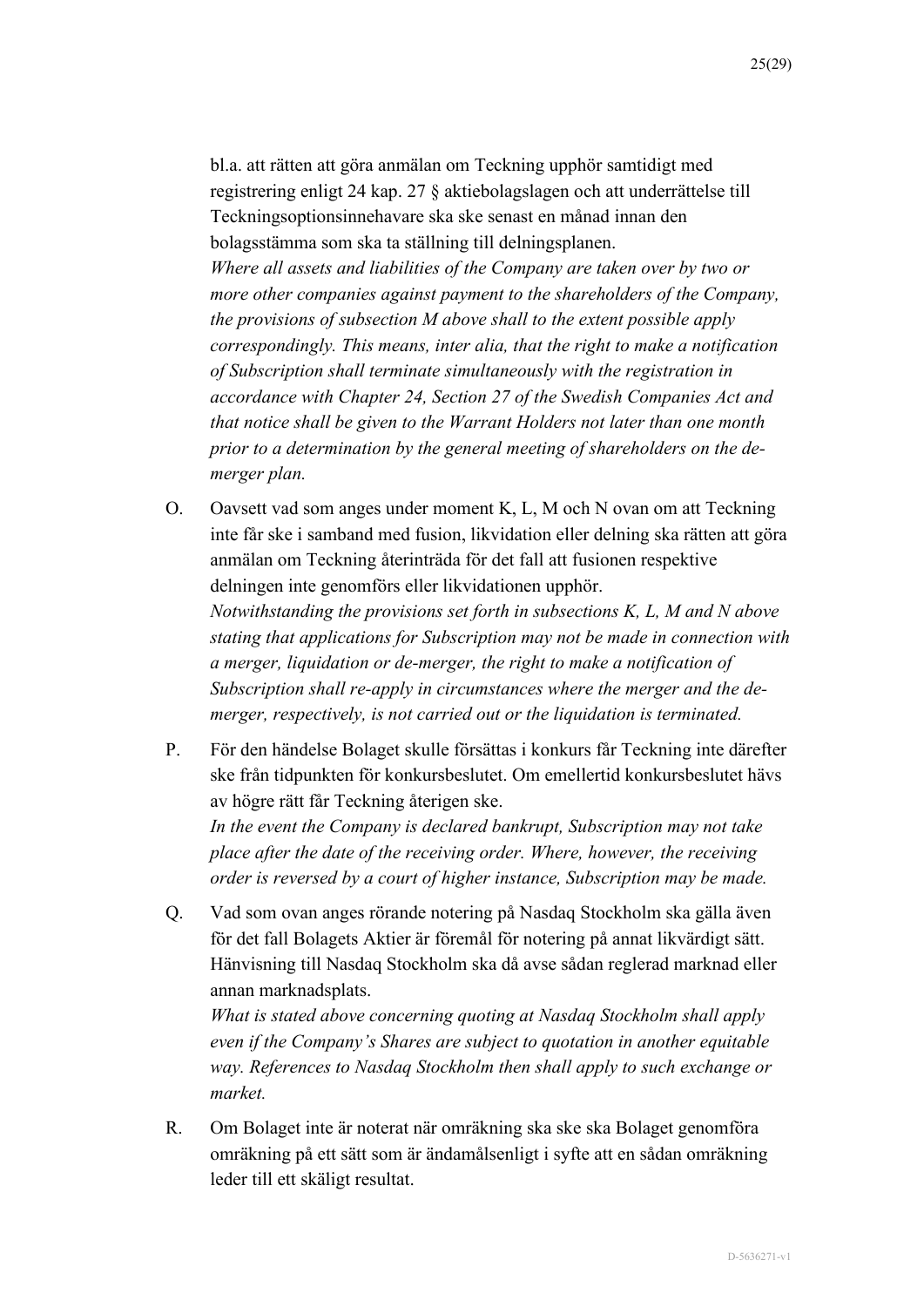bl.a. att rätten att göra anmälan om Teckning upphör samtidigt med registrering enligt 24 kap. 27 § aktiebolagslagen och att underrättelse till Teckningsoptionsinnehavare ska ske senast en månad innan den bolagsstämma som ska ta ställning till delningsplanen.
*Where all assets and liabilities of the Company are taken over by two or more other companies against payment to the shareholders of the Company, the provisions of subsection M above shall to the extent possible apply correspondingly. This means, inter alia, that the right to make a notification of Subscription shall terminate simultaneously with the registration in accordance with Chapter 24, Section 27 of the Swedish Companies Act and that notice shall be given to the Warrant Holders not later than one month prior to a determination by the general meeting of shareholders on the de-merger plan.*

O. Oavsett vad som anges under moment K, L, M och N ovan om att Teckning inte får ske i samband med fusion, likvidation eller delning ska rätten att göra anmälan om Teckning återinträda för det fall att fusionen respektive delningen inte genomförs eller likvidationen upphör.
*Notwithstanding the provisions set forth in subsections K, L, M and N above stating that applications for Subscription may not be made in connection with a merger, liquidation or de-merger, the right to make a notification of Subscription shall re-apply in circumstances where the merger and the de-merger, respectively, is not carried out or the liquidation is terminated.*

P. För den händelse Bolaget skulle försättas i konkurs får Teckning inte därefter ske från tidpunkten för konkursbeslutet. Om emellertid konkursbeslutet hävs av högre rätt får Teckning återigen ske.
*In the event the Company is declared bankrupt, Subscription may not take place after the date of the receiving order. Where, however, the receiving order is reversed by a court of higher instance, Subscription may be made.*

Q. Vad som ovan anges rörande notering på Nasdaq Stockholm ska gälla även för det fall Bolagets Aktier är föremål för notering på annat likvärdigt sätt. Hänvisning till Nasdaq Stockholm ska då avse sådan reglerad marknad eller annan marknadsplats.
*What is stated above concerning quoting at Nasdaq Stockholm shall apply even if the Company's Shares are subject to quotation in another equitable way. References to Nasdaq Stockholm then shall apply to such exchange or market.*

R. Om Bolaget inte är noterat när omräkning ska ske ska Bolaget genomföra omräkning på ett sätt som är ändamålsenligt i syfte att en sådan omräkning leder till ett skäligt resultat.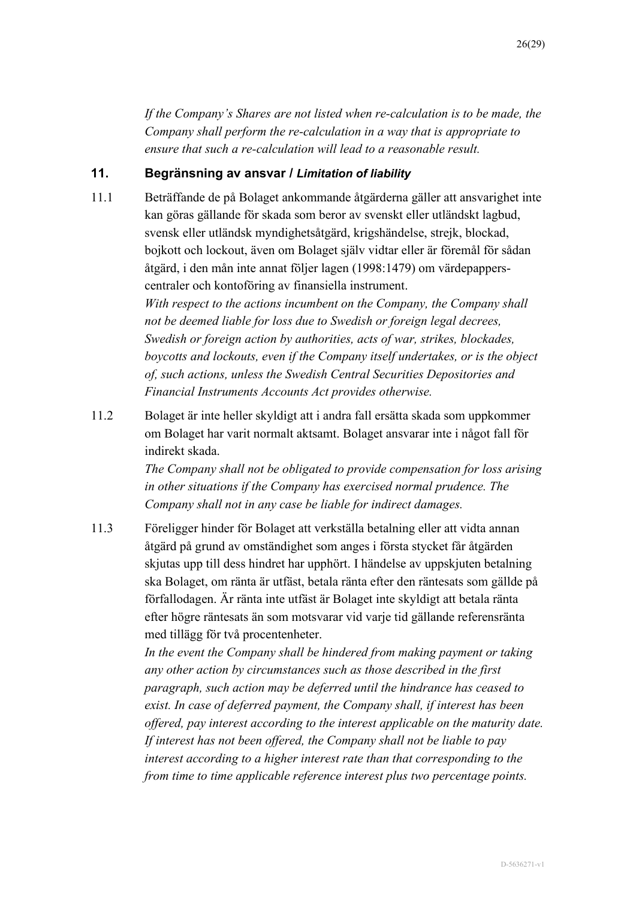*If the Company's Shares are not listed when re-calculation is to be made, the Company shall perform the re-calculation in a way that is appropriate to ensure that such a re-calculation will lead to a reasonable result.*

## 11. Begränsning av ansvar / *Limitation of liability*

11.1 Beträffande de på Bolaget ankommande åtgärderna gäller att ansvarighet inte kan göras gällande för skada som beror av svenskt eller utländskt lagbud, svensk eller utländsk myndighetsåtgärd, krigshändelse, strejk, blockad, bojkott och lockout, även om Bolaget själv vidtar eller är föremål för sådan åtgärd, i den mån inte annat följer lagen (1998:1479) om värdepapperscentraler och kontoföring av finansiella instrument.
*With respect to the actions incumbent on the Company, the Company shall not be deemed liable for loss due to Swedish or foreign legal decrees, Swedish or foreign action by authorities, acts of war, strikes, blockades, boycotts and lockouts, even if the Company itself undertakes, or is the object of, such actions, unless the Swedish Central Securities Depositories and Financial Instruments Accounts Act provides otherwise.*

11.2 Bolaget är inte heller skyldigt att i andra fall ersätta skada som uppkommer om Bolaget har varit normalt aktsamt. Bolaget ansvarar inte i något fall för indirekt skada.
*The Company shall not be obligated to provide compensation for loss arising in other situations if the Company has exercised normal prudence. The Company shall not in any case be liable for indirect damages.*

11.3 Föreligger hinder för Bolaget att verkställa betalning eller att vidta annan åtgärd på grund av omständighet som anges i första stycket får åtgärden skjutas upp till dess hindret har upphört. I händelse av uppskjuten betalning ska Bolaget, om ränta är utfäst, betala ränta efter den räntesats som gällde på förfallodagen. Är ränta inte utfäst är Bolaget inte skyldigt att betala ränta efter högre räntesats än som motsvarar vid varje tid gällande referensränta med tillägg för två procentenheter.
*In the event the Company shall be hindered from making payment or taking any other action by circumstances such as those described in the first paragraph, such action may be deferred until the hindrance has ceased to exist. In case of deferred payment, the Company shall, if interest has been offered, pay interest according to the interest applicable on the maturity date. If interest has not been offered, the Company shall not be liable to pay interest according to a higher interest rate than that corresponding to the from time to time applicable reference interest plus two percentage points.*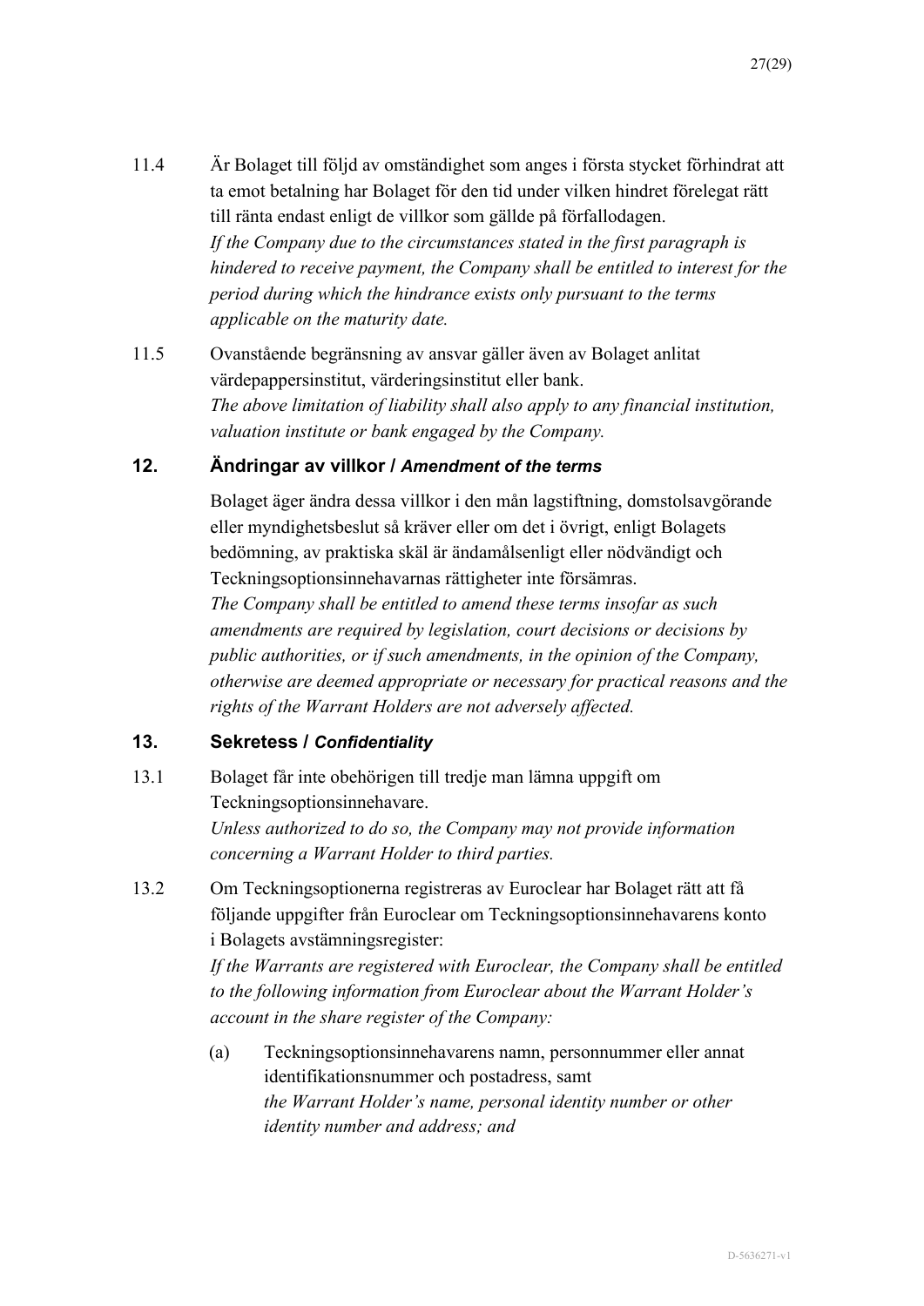11.4 Är Bolaget till följd av omständighet som anges i första stycket förhindrat att ta emot betalning har Bolaget för den tid under vilken hindret förelegat rätt till ränta endast enligt de villkor som gällde på förfallodagen.
*If the Company due to the circumstances stated in the first paragraph is hindered to receive payment, the Company shall be entitled to interest for the period during which the hindrance exists only pursuant to the terms applicable on the maturity date.*

11.5 Ovanstående begränsning av ansvar gäller även av Bolaget anlitat värdepappersinstitut, värderingsinstitut eller bank.
*The above limitation of liability shall also apply to any financial institution, valuation institute or bank engaged by the Company.*

## 12. Ändringar av villkor / *Amendment of the terms*

Bolaget äger ändra dessa villkor i den mån lagstiftning, domstolsavgörande eller myndighetsbeslut så kräver eller om det i övrigt, enligt Bolagets bedömning, av praktiska skäl är ändamålsenligt eller nödvändigt och Teckningsoptionsinnehavarnas rättigheter inte försämras.
*The Company shall be entitled to amend these terms insofar as such amendments are required by legislation, court decisions or decisions by public authorities, or if such amendments, in the opinion of the Company, otherwise are deemed appropriate or necessary for practical reasons and the rights of the Warrant Holders are not adversely affected.*

## 13. Sekretess / *Confidentiality*

13.1 Bolaget får inte obehörigen till tredje man lämna uppgift om Teckningsoptionsinnehavare.
*Unless authorized to do so, the Company may not provide information concerning a Warrant Holder to third parties.*

13.2 Om Teckningsoptionerna registreras av Euroclear har Bolaget rätt att få följande uppgifter från Euroclear om Teckningsoptionsinnehavarens konto i Bolagets avstämningsregister:
*If the Warrants are registered with Euroclear, the Company shall be entitled to the following information from Euroclear about the Warrant Holder's account in the share register of the Company:*

(a) Teckningsoptionsinnehavarens namn, personnummer eller annat identifikationsnummer och postadress, samt
*the Warrant Holder's name, personal identity number or other identity number and address; and*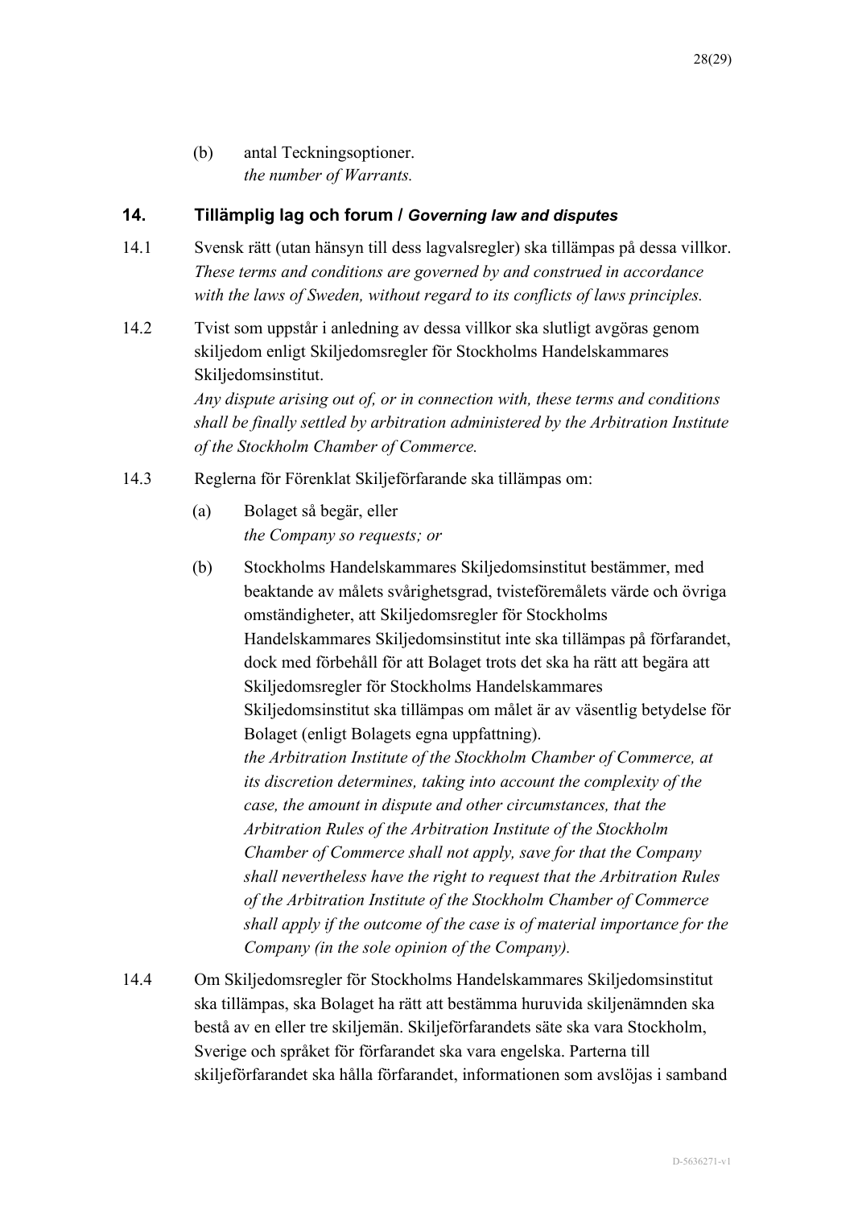(b) antal Teckningsoptioner.
*the number of Warrants.*

## 14. Tillämplig lag och forum / *Governing law and disputes*

14.1 Svensk rätt (utan hänsyn till dess lagvalsregler) ska tillämpas på dessa villkor.
*These terms and conditions are governed by and construed in accordance with the laws of Sweden, without regard to its conflicts of laws principles.*

14.2 Tvist som uppstår i anledning av dessa villkor ska slutligt avgöras genom skiljedom enligt Skiljedomsregler för Stockholms Handelskammares Skiljedomsinstitut.
*Any dispute arising out of, or in connection with, these terms and conditions shall be finally settled by arbitration administered by the Arbitration Institute of the Stockholm Chamber of Commerce.*

14.3 Reglerna för Förenklat Skiljeförfarande ska tillämpas om:

(a) Bolaget så begär, eller
*the Company so requests; or*

(b) Stockholms Handelskammares Skiljedomsinstitut bestämmer, med beaktande av målets svårighetsgrad, tvisteföremålets värde och övriga omständigheter, att Skiljedomsregler för Stockholms Handelskammares Skiljedomsinstitut inte ska tillämpas på förfarandet, dock med förbehåll för att Bolaget trots det ska ha rätt att begära att Skiljedomsregler för Stockholms Handelskammares Skiljedomsinstitut ska tillämpas om målet är av väsentlig betydelse för Bolaget (enligt Bolagets egna uppfattning).
*the Arbitration Institute of the Stockholm Chamber of Commerce, at its discretion determines, taking into account the complexity of the case, the amount in dispute and other circumstances, that the Arbitration Rules of the Arbitration Institute of the Stockholm Chamber of Commerce shall not apply, save for that the Company shall nevertheless have the right to request that the Arbitration Rules of the Arbitration Institute of the Stockholm Chamber of Commerce shall apply if the outcome of the case is of material importance for the Company (in the sole opinion of the Company).*

14.4 Om Skiljedomsregler för Stockholms Handelskammares Skiljedomsinstitut ska tillämpas, ska Bolaget ha rätt att bestämma huruvida skiljenämnden ska bestå av en eller tre skiljemän. Skiljeförfarandets säte ska vara Stockholm, Sverige och språket för förfarandet ska vara engelska. Parterna till skiljeförfarandet ska hålla förfarandet, informationen som avslöjas i samband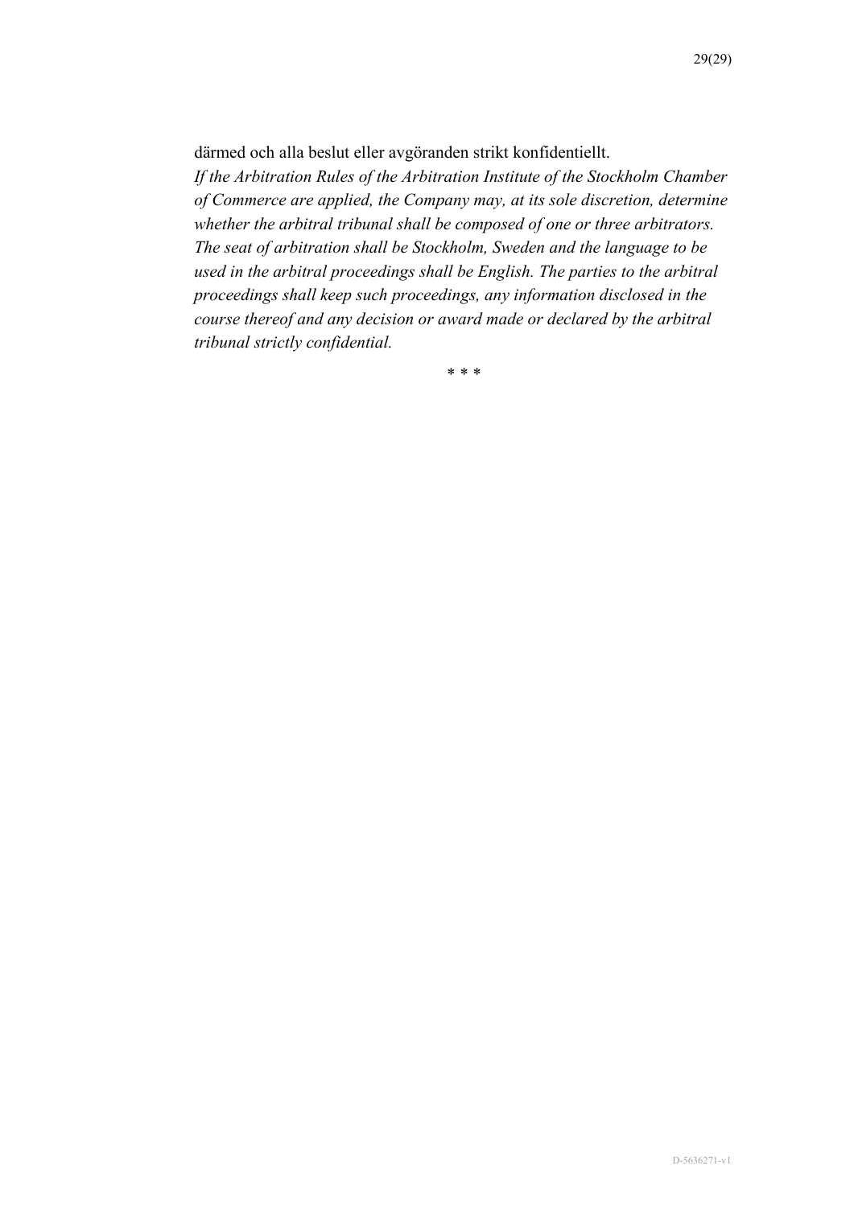därmed och alla beslut eller avgöranden strikt konfidentiellt.

*If the Arbitration Rules of the Arbitration Institute of the Stockholm Chamber of Commerce are applied, the Company may, at its sole discretion, determine whether the arbitral tribunal shall be composed of one or three arbitrators. The seat of arbitration shall be Stockholm, Sweden and the language to be used in the arbitral proceedings shall be English. The parties to the arbitral proceedings shall keep such proceedings, any information disclosed in the course thereof and any decision or award made or declared by the arbitral tribunal strictly confidential.*

\* \* \*